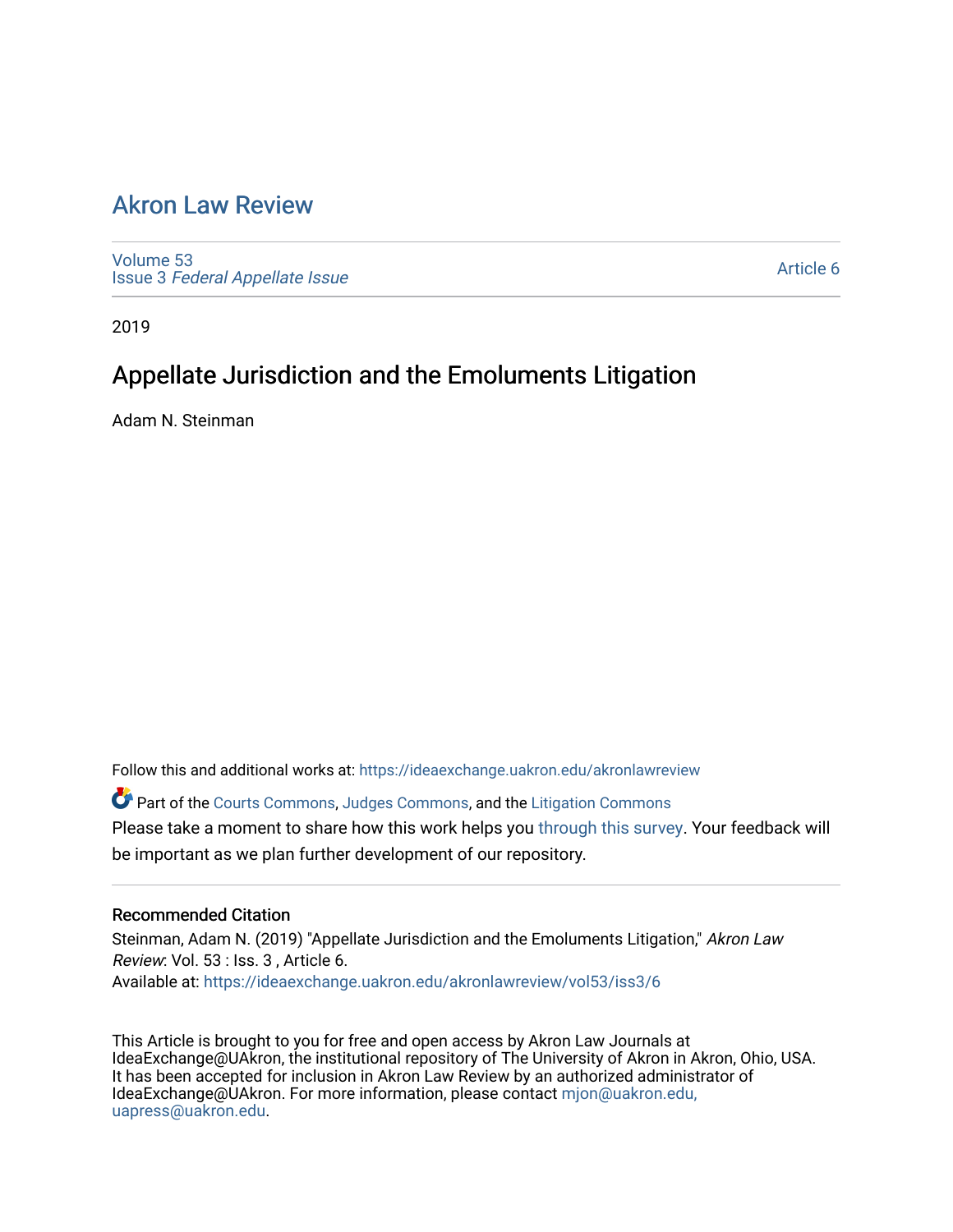# Akron Law Review

Volume 53
Issue 3 *Federal Appellate Issue*

Article 6

2019

## Appellate Jurisdiction and the Emoluments Litigation

Adam N. Steinman

Follow this and additional works at: https://ideaexchange.uakron.edu/akronlawreview

Part of the Courts Commons, Judges Commons, and the Litigation Commons

Please take a moment to share how this work helps you through this survey. Your feedback will be important as we plan further development of our repository.

### Recommended Citation

Steinman, Adam N. (2019) "Appellate Jurisdiction and the Emoluments Litigation," *Akron Law Review*: Vol. 53 : Iss. 3 , Article 6.
Available at: https://ideaexchange.uakron.edu/akronlawreview/vol53/iss3/6

This Article is brought to you for free and open access by Akron Law Journals at IdeaExchange@UAkron, the institutional repository of The University of Akron in Akron, Ohio, USA. It has been accepted for inclusion in Akron Law Review by an authorized administrator of IdeaExchange@UAkron. For more information, please contact mjon@uakron.edu, uapress@uakron.edu.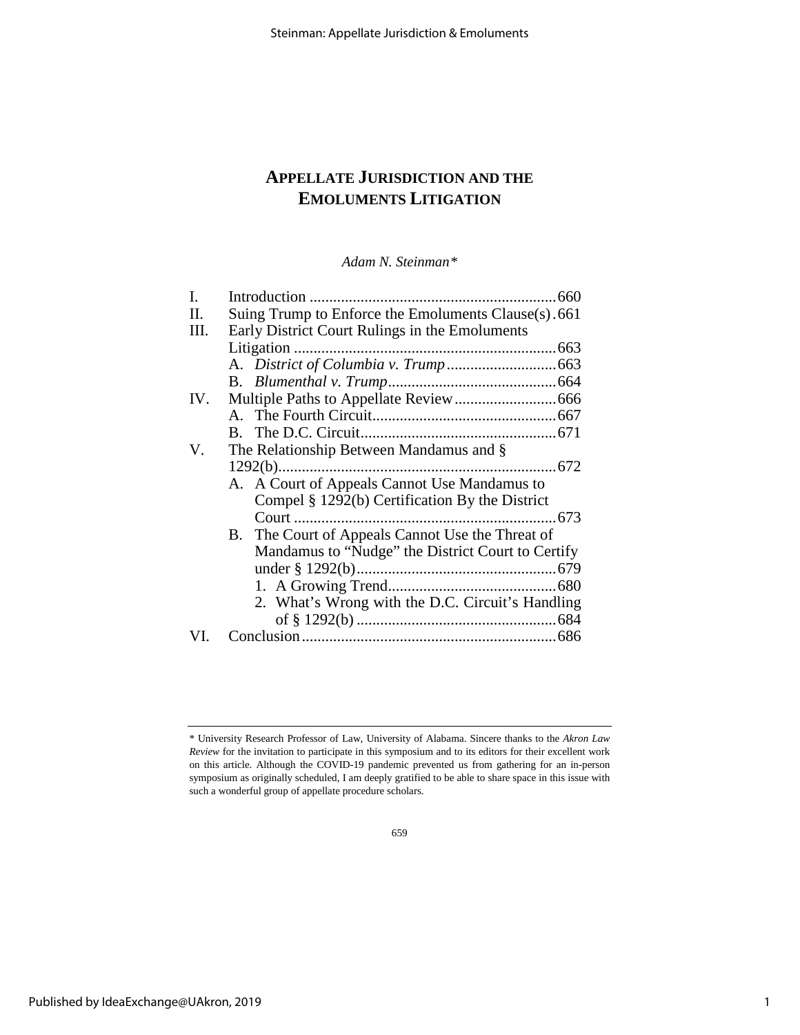# APPELLATE JURISDICTION AND THE EMOLUMENTS LITIGATION

*Adam N. Steinman\**

| | | |
|---|---|---|
| I. | Introduction | 660 |
| II. | Suing Trump to Enforce the Emoluments Clause(s) | 661 |
| III. | Early District Court Rulings in the Emoluments Litigation | 663 |
| | A. *District of Columbia v. Trump* | 663 |
| | B. *Blumenthal v. Trump* | 664 |
| IV. | Multiple Paths to Appellate Review | 666 |
| | A. The Fourth Circuit | 667 |
| | B. The D.C. Circuit | 671 |
| V. | The Relationship Between Mandamus and § 1292(b) | 672 |
| | A. A Court of Appeals Cannot Use Mandamus to Compel § 1292(b) Certification By the District Court | 673 |
| | B. The Court of Appeals Cannot Use the Threat of Mandamus to "Nudge" the District Court to Certify under § 1292(b) | 679 |
| | 1. A Growing Trend | 680 |
| | 2. What's Wrong with the D.C. Circuit's Handling of § 1292(b) | 684 |
| VI. | Conclusion | 686 |

\* University Research Professor of Law, University of Alabama. Sincere thanks to the *Akron Law Review* for the invitation to participate in this symposium and to its editors for their excellent work on this article. Although the COVID-19 pandemic prevented us from gathering for an in-person symposium as originally scheduled, I am deeply gratified to be able to share space in this issue with such a wonderful group of appellate procedure scholars.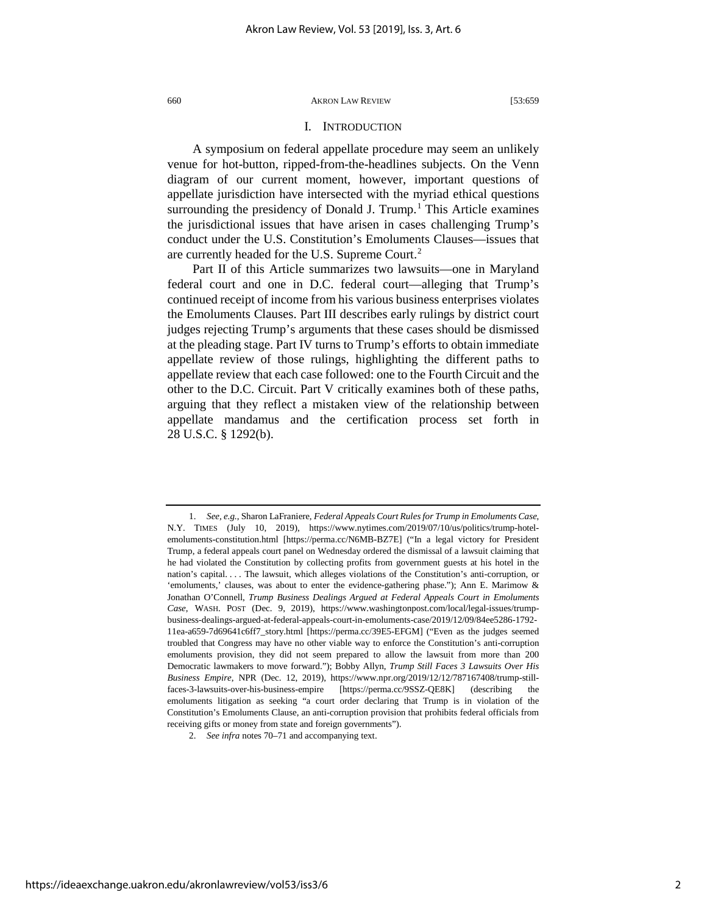## I. INTRODUCTION

A symposium on federal appellate procedure may seem an unlikely venue for hot-button, ripped-from-the-headlines subjects. On the Venn diagram of our current moment, however, important questions of appellate jurisdiction have intersected with the myriad ethical questions surrounding the presidency of Donald J. Trump.[1] This Article examines the jurisdictional issues that have arisen in cases challenging Trump's conduct under the U.S. Constitution's Emoluments Clauses—issues that are currently headed for the U.S. Supreme Court.[2]

Part II of this Article summarizes two lawsuits—one in Maryland federal court and one in D.C. federal court—alleging that Trump's continued receipt of income from his various business enterprises violates the Emoluments Clauses. Part III describes early rulings by district court judges rejecting Trump's arguments that these cases should be dismissed at the pleading stage. Part IV turns to Trump's efforts to obtain immediate appellate review of those rulings, highlighting the different paths to appellate review that each case followed: one to the Fourth Circuit and the other to the D.C. Circuit. Part V critically examines both of these paths, arguing that they reflect a mistaken view of the relationship between appellate mandamus and the certification process set forth in 28 U.S.C. § 1292(b).

---

1. *See, e.g.*, Sharon LaFraniere, *Federal Appeals Court Rules for Trump in Emoluments Case*, N.Y. TIMES (July 10, 2019), https://www.nytimes.com/2019/07/10/us/politics/trump-hotel-emoluments-constitution.html [https://perma.cc/N6MB-BZ7E] ("In a legal victory for President Trump, a federal appeals court panel on Wednesday ordered the dismissal of a lawsuit claiming that he had violated the Constitution by collecting profits from government guests at his hotel in the nation's capital. . . . The lawsuit, which alleges violations of the Constitution's anti-corruption, or 'emoluments,' clauses, was about to enter the evidence-gathering phase."); Ann E. Marimow & Jonathan O'Connell, *Trump Business Dealings Argued at Federal Appeals Court in Emoluments Case*, WASH. POST (Dec. 9, 2019), https://www.washingtonpost.com/local/legal-issues/trump-business-dealings-argued-at-federal-appeals-court-in-emoluments-case/2019/12/09/84ee5286-1792-11ea-a659-7d69641c6ff7_story.html [https://perma.cc/39E5-EFGM] ("Even as the judges seemed troubled that Congress may have no other viable way to enforce the Constitution's anti-corruption emoluments provision, they did not seem prepared to allow the lawsuit from more than 200 Democratic lawmakers to move forward."); Bobby Allyn, *Trump Still Faces 3 Lawsuits Over His Business Empire*, NPR (Dec. 12, 2019), https://www.npr.org/2019/12/12/787167408/trump-still-faces-3-lawsuits-over-his-business-empire [https://perma.cc/9SSZ-QE8K] (describing the emoluments litigation as seeking "a court order declaring that Trump is in violation of the Constitution's Emoluments Clause, an anti-corruption provision that prohibits federal officials from receiving gifts or money from state and foreign governments").

2. *See infra* notes 70–71 and accompanying text.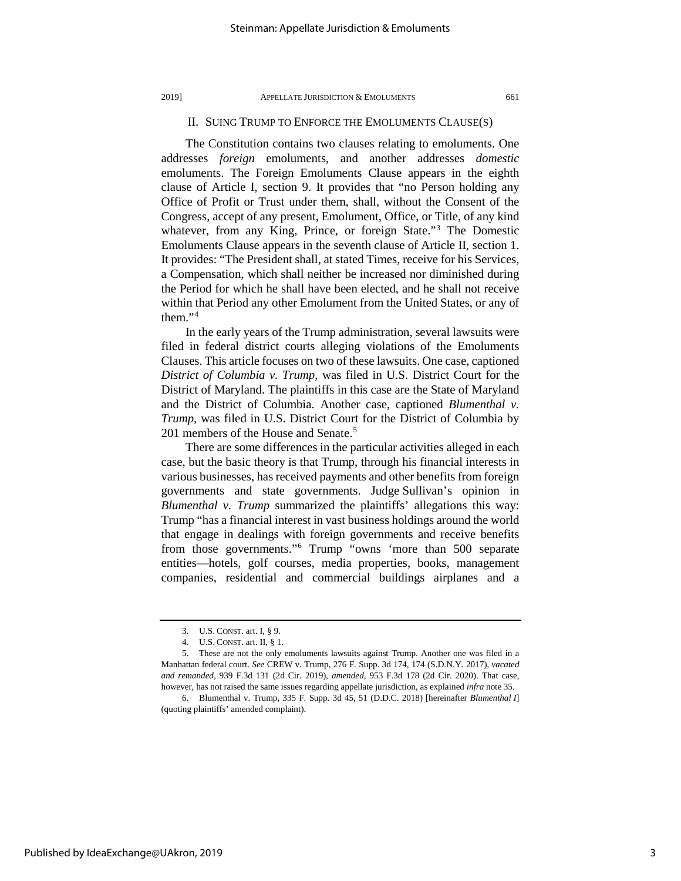## II. SUING TRUMP TO ENFORCE THE EMOLUMENTS CLAUSE(S)

The Constitution contains two clauses relating to emoluments. One addresses *foreign* emoluments, and another addresses *domestic* emoluments. The Foreign Emoluments Clause appears in the eighth clause of Article I, section 9. It provides that "no Person holding any Office of Profit or Trust under them, shall, without the Consent of the Congress, accept of any present, Emolument, Office, or Title, of any kind whatever, from any King, Prince, or foreign State."[3] The Domestic Emoluments Clause appears in the seventh clause of Article II, section 1. It provides: "The President shall, at stated Times, receive for his Services, a Compensation, which shall neither be increased nor diminished during the Period for which he shall have been elected, and he shall not receive within that Period any other Emolument from the United States, or any of them."[4]

In the early years of the Trump administration, several lawsuits were filed in federal district courts alleging violations of the Emoluments Clauses. This article focuses on two of these lawsuits. One case, captioned *District of Columbia v. Trump*, was filed in U.S. District Court for the District of Maryland. The plaintiffs in this case are the State of Maryland and the District of Columbia. Another case, captioned *Blumenthal v. Trump*, was filed in U.S. District Court for the District of Columbia by 201 members of the House and Senate.[5]

There are some differences in the particular activities alleged in each case, but the basic theory is that Trump, through his financial interests in various businesses, has received payments and other benefits from foreign governments and state governments. Judge Sullivan's opinion in *Blumenthal v. Trump* summarized the plaintiffs' allegations this way: Trump "has a financial interest in vast business holdings around the world that engage in dealings with foreign governments and receive benefits from those governments."[6] Trump "owns 'more than 500 separate entities—hotels, golf courses, media properties, books, management companies, residential and commercial buildings airplanes and a

---

3. U.S. CONST. art. I, § 9.

4. U.S. CONST. art. II, § 1.

5. These are not the only emoluments lawsuits against Trump. Another one was filed in a Manhattan federal court. *See* CREW v. Trump, 276 F. Supp. 3d 174, 174 (S.D.N.Y. 2017), *vacated and remanded*, 939 F.3d 131 (2d Cir. 2019), *amended*, 953 F.3d 178 (2d Cir. 2020). That case, however, has not raised the same issues regarding appellate jurisdiction, as explained *infra* note 35.

6. Blumenthal v. Trump, 335 F. Supp. 3d 45, 51 (D.D.C. 2018) [hereinafter *Blumenthal I*] (quoting plaintiffs' amended complaint).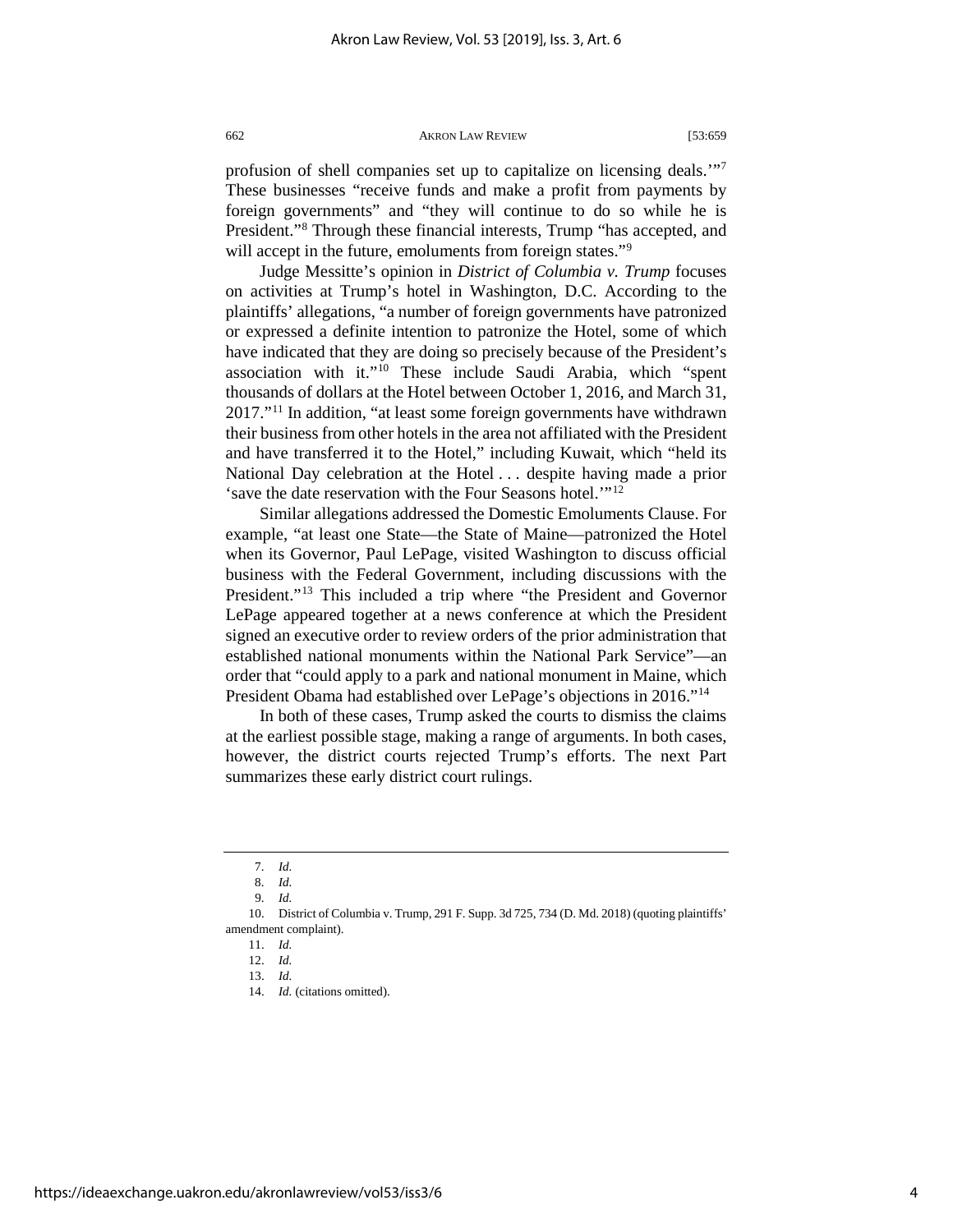profusion of shell companies set up to capitalize on licensing deals.'"[7] These businesses "receive funds and make a profit from payments by foreign governments" and "they will continue to do so while he is President."[8] Through these financial interests, Trump "has accepted, and will accept in the future, emoluments from foreign states."[9]

Judge Messitte's opinion in *District of Columbia v. Trump* focuses on activities at Trump's hotel in Washington, D.C. According to the plaintiffs' allegations, "a number of foreign governments have patronized or expressed a definite intention to patronize the Hotel, some of which have indicated that they are doing so precisely because of the President's association with it."[10] These include Saudi Arabia, which "spent thousands of dollars at the Hotel between October 1, 2016, and March 31, 2017."[11] In addition, "at least some foreign governments have withdrawn their business from other hotels in the area not affiliated with the President and have transferred it to the Hotel," including Kuwait, which "held its National Day celebration at the Hotel . . . despite having made a prior 'save the date reservation with the Four Seasons hotel.'"[12]

Similar allegations addressed the Domestic Emoluments Clause. For example, "at least one State—the State of Maine—patronized the Hotel when its Governor, Paul LePage, visited Washington to discuss official business with the Federal Government, including discussions with the President."[13] This included a trip where "the President and Governor LePage appeared together at a news conference at which the President signed an executive order to review orders of the prior administration that established national monuments within the National Park Service"—an order that "could apply to a park and national monument in Maine, which President Obama had established over LePage's objections in 2016."[14]

In both of these cases, Trump asked the courts to dismiss the claims at the earliest possible stage, making a range of arguments. In both cases, however, the district courts rejected Trump's efforts. The next Part summarizes these early district court rulings.

---

7. *Id.*
8. *Id.*
9. *Id.*
10. District of Columbia v. Trump, 291 F. Supp. 3d 725, 734 (D. Md. 2018) (quoting plaintiffs' amendment complaint).
11. *Id.*
12. *Id.*
13. *Id.*
14. *Id.* (citations omitted).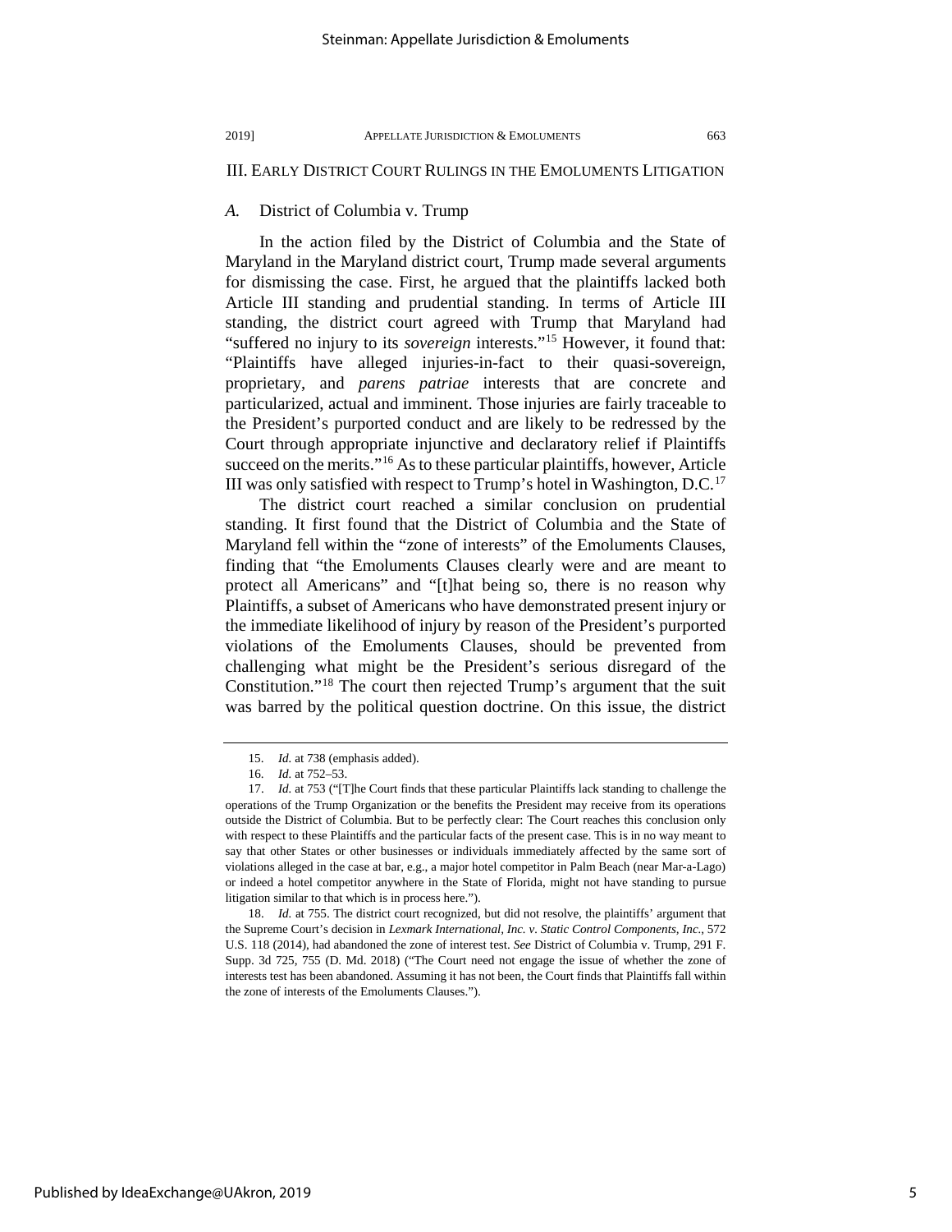## III. EARLY DISTRICT COURT RULINGS IN THE EMOLUMENTS LITIGATION

### *A.* District of Columbia v. Trump

In the action filed by the District of Columbia and the State of Maryland in the Maryland district court, Trump made several arguments for dismissing the case. First, he argued that the plaintiffs lacked both Article III standing and prudential standing. In terms of Article III standing, the district court agreed with Trump that Maryland had "suffered no injury to its *sovereign* interests."[15] However, it found that: "Plaintiffs have alleged injuries-in-fact to their quasi-sovereign, proprietary, and *parens patriae* interests that are concrete and particularized, actual and imminent. Those injuries are fairly traceable to the President's purported conduct and are likely to be redressed by the Court through appropriate injunctive and declaratory relief if Plaintiffs succeed on the merits."[16] As to these particular plaintiffs, however, Article III was only satisfied with respect to Trump's hotel in Washington, D.C.[17]

The district court reached a similar conclusion on prudential standing. It first found that the District of Columbia and the State of Maryland fell within the "zone of interests" of the Emoluments Clauses, finding that "the Emoluments Clauses clearly were and are meant to protect all Americans" and "[t]hat being so, there is no reason why Plaintiffs, a subset of Americans who have demonstrated present injury or the immediate likelihood of injury by reason of the President's purported violations of the Emoluments Clauses, should be prevented from challenging what might be the President's serious disregard of the Constitution."[18] The court then rejected Trump's argument that the suit was barred by the political question doctrine. On this issue, the district

---

15. *Id.* at 738 (emphasis added).

16. *Id.* at 752–53.

17. *Id.* at 753 ("[T]he Court finds that these particular Plaintiffs lack standing to challenge the operations of the Trump Organization or the benefits the President may receive from its operations outside the District of Columbia. But to be perfectly clear: The Court reaches this conclusion only with respect to these Plaintiffs and the particular facts of the present case. This is in no way meant to say that other States or other businesses or individuals immediately affected by the same sort of violations alleged in the case at bar, e.g., a major hotel competitor in Palm Beach (near Mar-a-Lago) or indeed a hotel competitor anywhere in the State of Florida, might not have standing to pursue litigation similar to that which is in process here.").

18. *Id.* at 755. The district court recognized, but did not resolve, the plaintiffs' argument that the Supreme Court's decision in *Lexmark International, Inc. v. Static Control Components, Inc.*, 572 U.S. 118 (2014), had abandoned the zone of interest test. *See* District of Columbia v. Trump, 291 F. Supp. 3d 725, 755 (D. Md. 2018) ("The Court need not engage the issue of whether the zone of interests test has been abandoned. Assuming it has not been, the Court finds that Plaintiffs fall within the zone of interests of the Emoluments Clauses.").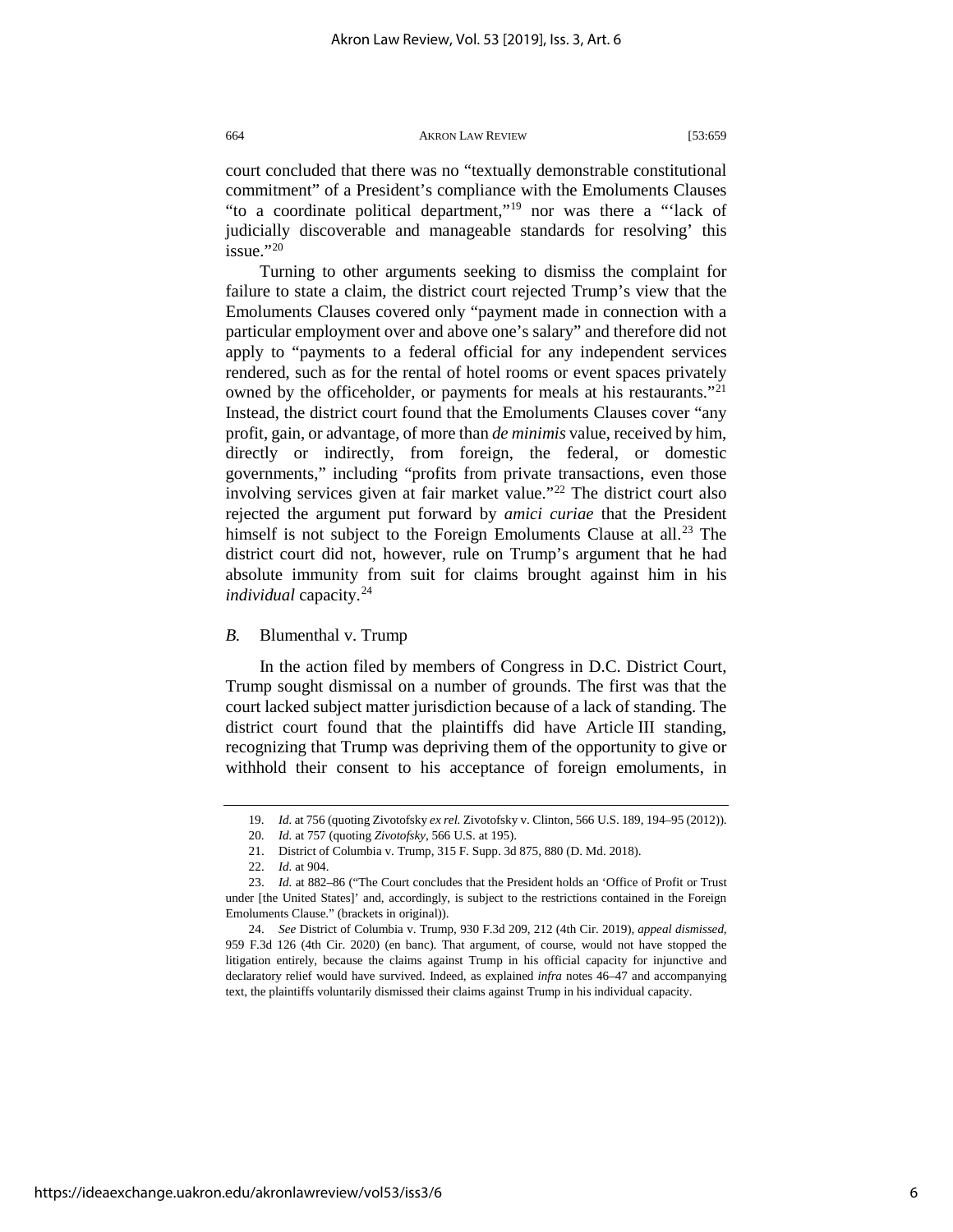court concluded that there was no "textually demonstrable constitutional commitment" of a President's compliance with the Emoluments Clauses "to a coordinate political department,"[19] nor was there a "'lack of judicially discoverable and manageable standards for resolving' this issue."[20]

Turning to other arguments seeking to dismiss the complaint for failure to state a claim, the district court rejected Trump's view that the Emoluments Clauses covered only "payment made in connection with a particular employment over and above one's salary" and therefore did not apply to "payments to a federal official for any independent services rendered, such as for the rental of hotel rooms or event spaces privately owned by the officeholder, or payments for meals at his restaurants."[21] Instead, the district court found that the Emoluments Clauses cover "any profit, gain, or advantage, of more than *de minimis* value, received by him, directly or indirectly, from foreign, the federal, or domestic governments," including "profits from private transactions, even those involving services given at fair market value."[22] The district court also rejected the argument put forward by *amici curiae* that the President himself is not subject to the Foreign Emoluments Clause at all.[23] The district court did not, however, rule on Trump's argument that he had absolute immunity from suit for claims brought against him in his *individual* capacity.[24]

### *B.* Blumenthal v. Trump

In the action filed by members of Congress in D.C. District Court, Trump sought dismissal on a number of grounds. The first was that the court lacked subject matter jurisdiction because of a lack of standing. The district court found that the plaintiffs did have Article III standing, recognizing that Trump was depriving them of the opportunity to give or withhold their consent to his acceptance of foreign emoluments, in

---

19. *Id.* at 756 (quoting Zivotofsky *ex rel.* Zivotofsky v. Clinton, 566 U.S. 189, 194–95 (2012)).

20. *Id.* at 757 (quoting *Zivotofsky*, 566 U.S. at 195).

21. District of Columbia v. Trump, 315 F. Supp. 3d 875, 880 (D. Md. 2018).

22. *Id.* at 904.

23. *Id.* at 882–86 ("The Court concludes that the President holds an 'Office of Profit or Trust under [the United States]' and, accordingly, is subject to the restrictions contained in the Foreign Emoluments Clause." (brackets in original)).

24. *See* District of Columbia v. Trump, 930 F.3d 209, 212 (4th Cir. 2019), *appeal dismissed*, 959 F.3d 126 (4th Cir. 2020) (en banc). That argument, of course, would not have stopped the litigation entirely, because the claims against Trump in his official capacity for injunctive and declaratory relief would have survived. Indeed, as explained *infra* notes 46–47 and accompanying text, the plaintiffs voluntarily dismissed their claims against Trump in his individual capacity.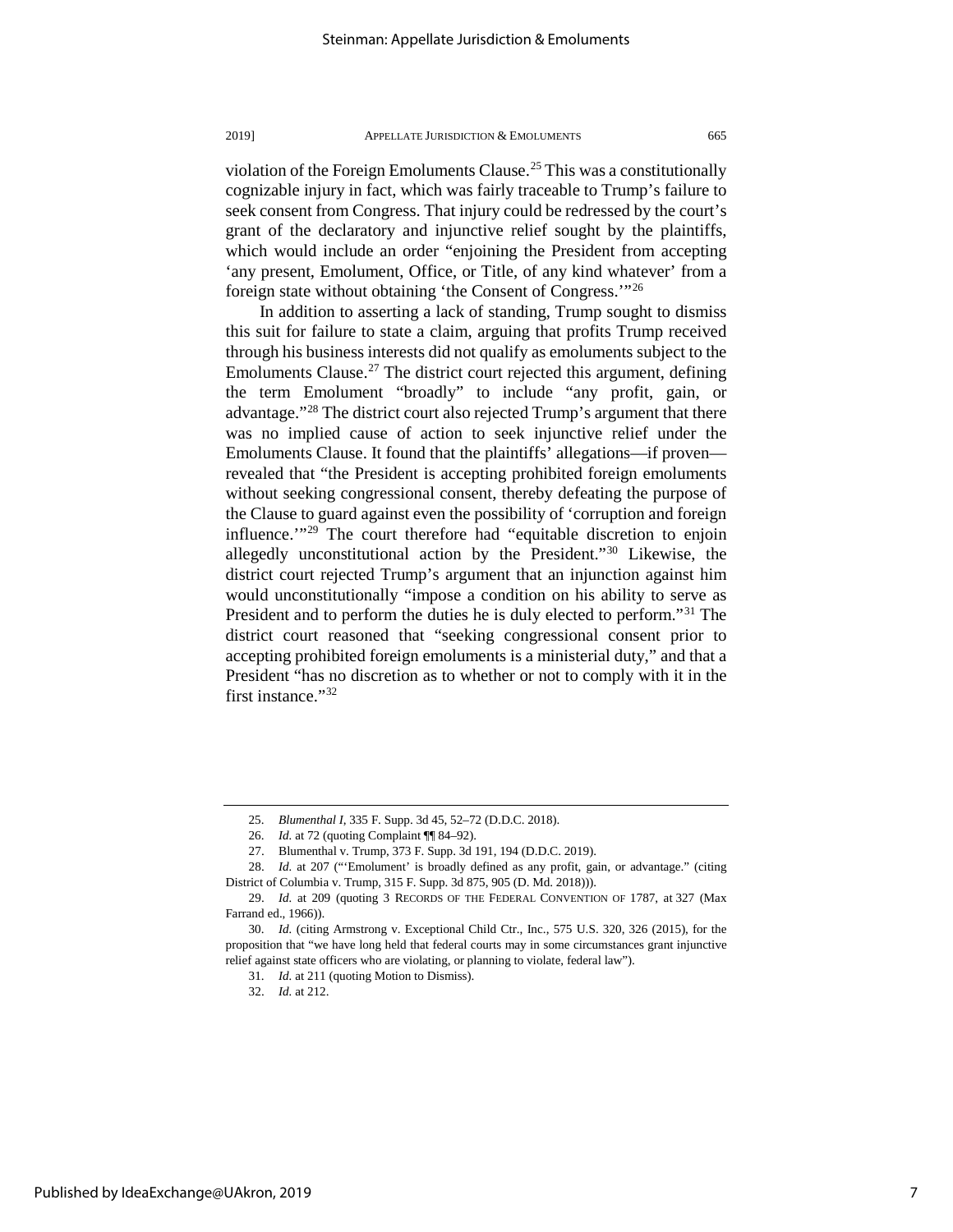violation of the Foreign Emoluments Clause.[25] This was a constitutionally cognizable injury in fact, which was fairly traceable to Trump's failure to seek consent from Congress. That injury could be redressed by the court's grant of the declaratory and injunctive relief sought by the plaintiffs, which would include an order "enjoining the President from accepting 'any present, Emolument, Office, or Title, of any kind whatever' from a foreign state without obtaining 'the Consent of Congress.'"[26]

In addition to asserting a lack of standing, Trump sought to dismiss this suit for failure to state a claim, arguing that profits Trump received through his business interests did not qualify as emoluments subject to the Emoluments Clause.[27] The district court rejected this argument, defining the term Emolument "broadly" to include "any profit, gain, or advantage."[28] The district court also rejected Trump's argument that there was no implied cause of action to seek injunctive relief under the Emoluments Clause. It found that the plaintiffs' allegations—if proven—revealed that "the President is accepting prohibited foreign emoluments without seeking congressional consent, thereby defeating the purpose of the Clause to guard against even the possibility of 'corruption and foreign influence.'"[29] The court therefore had "equitable discretion to enjoin allegedly unconstitutional action by the President."[30] Likewise, the district court rejected Trump's argument that an injunction against him would unconstitutionally "impose a condition on his ability to serve as President and to perform the duties he is duly elected to perform."[31] The district court reasoned that "seeking congressional consent prior to accepting prohibited foreign emoluments is a ministerial duty," and that a President "has no discretion as to whether or not to comply with it in the first instance."[32]

---

25. *Blumenthal I*, 335 F. Supp. 3d 45, 52–72 (D.D.C. 2018).

26. *Id.* at 72 (quoting Complaint ¶¶ 84–92).

27. Blumenthal v. Trump, 373 F. Supp. 3d 191, 194 (D.D.C. 2019).

28. *Id.* at 207 ("'Emolument' is broadly defined as any profit, gain, or advantage." (citing District of Columbia v. Trump, 315 F. Supp. 3d 875, 905 (D. Md. 2018))).

29. *Id.* at 209 (quoting 3 RECORDS OF THE FEDERAL CONVENTION OF 1787, at 327 (Max Farrand ed., 1966)).

30. *Id.* (citing Armstrong v. Exceptional Child Ctr., Inc., 575 U.S. 320, 326 (2015), for the proposition that "we have long held that federal courts may in some circumstances grant injunctive relief against state officers who are violating, or planning to violate, federal law").

31. *Id.* at 211 (quoting Motion to Dismiss).

32. *Id.* at 212.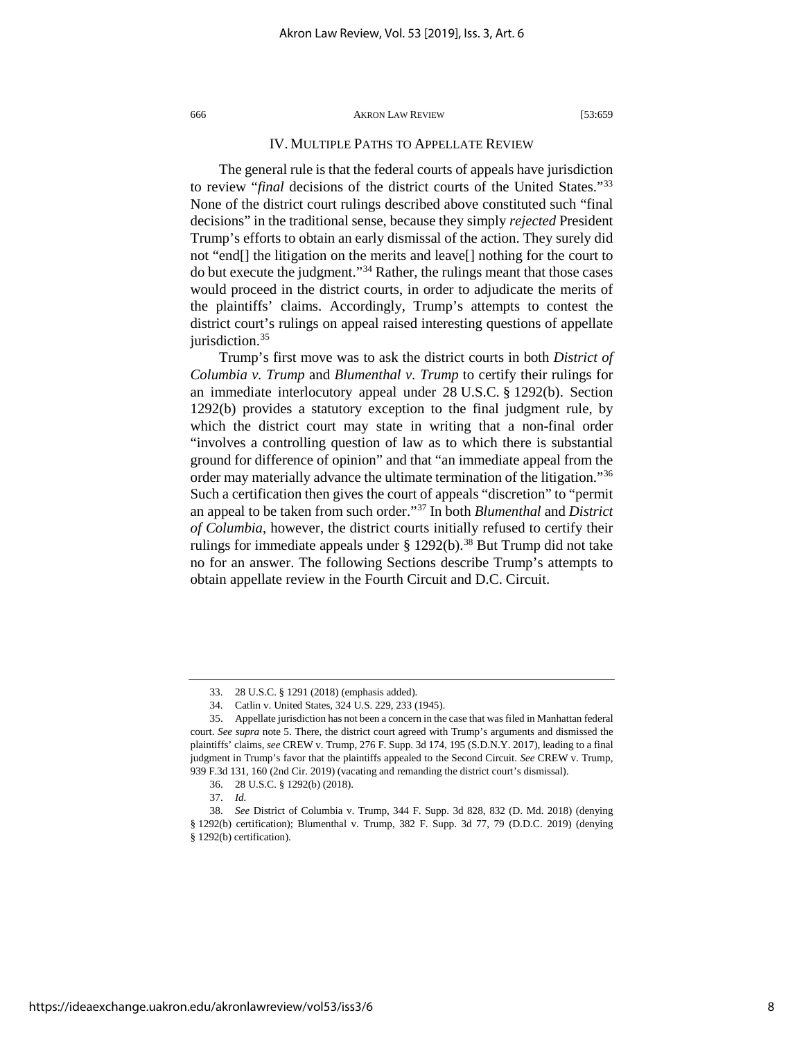## IV. MULTIPLE PATHS TO APPELLATE REVIEW

The general rule is that the federal courts of appeals have jurisdiction to review "*final* decisions of the district courts of the United States."[33] None of the district court rulings described above constituted such "final decisions" in the traditional sense, because they simply *rejected* President Trump's efforts to obtain an early dismissal of the action. They surely did not "end[] the litigation on the merits and leave[] nothing for the court to do but execute the judgment."[34] Rather, the rulings meant that those cases would proceed in the district courts, in order to adjudicate the merits of the plaintiffs' claims. Accordingly, Trump's attempts to contest the district court's rulings on appeal raised interesting questions of appellate jurisdiction.[35]

Trump's first move was to ask the district courts in both *District of Columbia v. Trump* and *Blumenthal v. Trump* to certify their rulings for an immediate interlocutory appeal under 28 U.S.C. § 1292(b). Section 1292(b) provides a statutory exception to the final judgment rule, by which the district court may state in writing that a non-final order "involves a controlling question of law as to which there is substantial ground for difference of opinion" and that "an immediate appeal from the order may materially advance the ultimate termination of the litigation."[36] Such a certification then gives the court of appeals "discretion" to "permit an appeal to be taken from such order."[37] In both *Blumenthal* and *District of Columbia*, however, the district courts initially refused to certify their rulings for immediate appeals under § 1292(b).[38] But Trump did not take no for an answer. The following Sections describe Trump's attempts to obtain appellate review in the Fourth Circuit and D.C. Circuit.

---

33. 28 U.S.C. § 1291 (2018) (emphasis added).

34. Catlin v. United States, 324 U.S. 229, 233 (1945).

35. Appellate jurisdiction has not been a concern in the case that was filed in Manhattan federal court. *See supra* note 5. There, the district court agreed with Trump's arguments and dismissed the plaintiffs' claims, *see* CREW v. Trump, 276 F. Supp. 3d 174, 195 (S.D.N.Y. 2017), leading to a final judgment in Trump's favor that the plaintiffs appealed to the Second Circuit. *See* CREW v. Trump, 939 F.3d 131, 160 (2nd Cir. 2019) (vacating and remanding the district court's dismissal).

36. 28 U.S.C. § 1292(b) (2018).

37. *Id.*

38. *See* District of Columbia v. Trump, 344 F. Supp. 3d 828, 832 (D. Md. 2018) (denying § 1292(b) certification); Blumenthal v. Trump, 382 F. Supp. 3d 77, 79 (D.D.C. 2019) (denying § 1292(b) certification).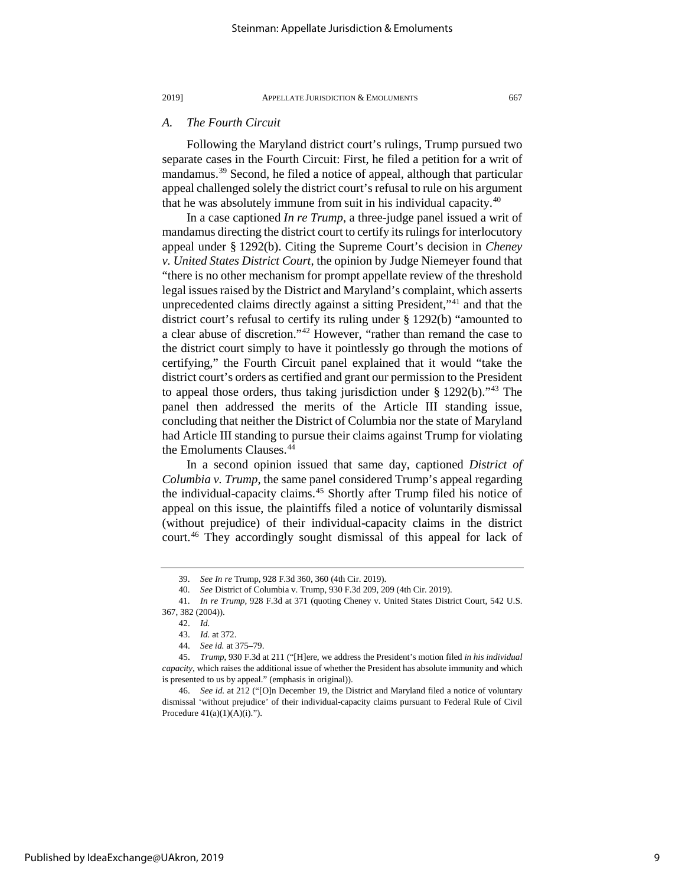### *A. The Fourth Circuit*

Following the Maryland district court's rulings, Trump pursued two separate cases in the Fourth Circuit: First, he filed a petition for a writ of mandamus.[39] Second, he filed a notice of appeal, although that particular appeal challenged solely the district court's refusal to rule on his argument that he was absolutely immune from suit in his individual capacity.[40]

In a case captioned *In re Trump*, a three-judge panel issued a writ of mandamus directing the district court to certify its rulings for interlocutory appeal under § 1292(b). Citing the Supreme Court's decision in *Cheney v. United States District Court*, the opinion by Judge Niemeyer found that "there is no other mechanism for prompt appellate review of the threshold legal issues raised by the District and Maryland's complaint, which asserts unprecedented claims directly against a sitting President,"[41] and that the district court's refusal to certify its ruling under § 1292(b) "amounted to a clear abuse of discretion."[42] However, "rather than remand the case to the district court simply to have it pointlessly go through the motions of certifying," the Fourth Circuit panel explained that it would "take the district court's orders as certified and grant our permission to the President to appeal those orders, thus taking jurisdiction under § 1292(b)."[43] The panel then addressed the merits of the Article III standing issue, concluding that neither the District of Columbia nor the state of Maryland had Article III standing to pursue their claims against Trump for violating the Emoluments Clauses.[44]

In a second opinion issued that same day, captioned *District of Columbia v. Trump*, the same panel considered Trump's appeal regarding the individual-capacity claims.[45] Shortly after Trump filed his notice of appeal on this issue, the plaintiffs filed a notice of voluntarily dismissal (without prejudice) of their individual-capacity claims in the district court.[46] They accordingly sought dismissal of this appeal for lack of

---

39. *See In re* Trump, 928 F.3d 360, 360 (4th Cir. 2019).

40. *See* District of Columbia v. Trump, 930 F.3d 209, 209 (4th Cir. 2019).

41. *In re Trump*, 928 F.3d at 371 (quoting Cheney v. United States District Court, 542 U.S. 367, 382 (2004)).

42. *Id.*

43. *Id.* at 372.

44. *See id.* at 375–79.

45. *Trump*, 930 F.3d at 211 ("[H]ere, we address the President's motion filed *in his individual capacity*, which raises the additional issue of whether the President has absolute immunity and which is presented to us by appeal." (emphasis in original)).

46. *See id.* at 212 ("[O]n December 19, the District and Maryland filed a notice of voluntary dismissal 'without prejudice' of their individual-capacity claims pursuant to Federal Rule of Civil Procedure 41(a)(1)(A)(i).").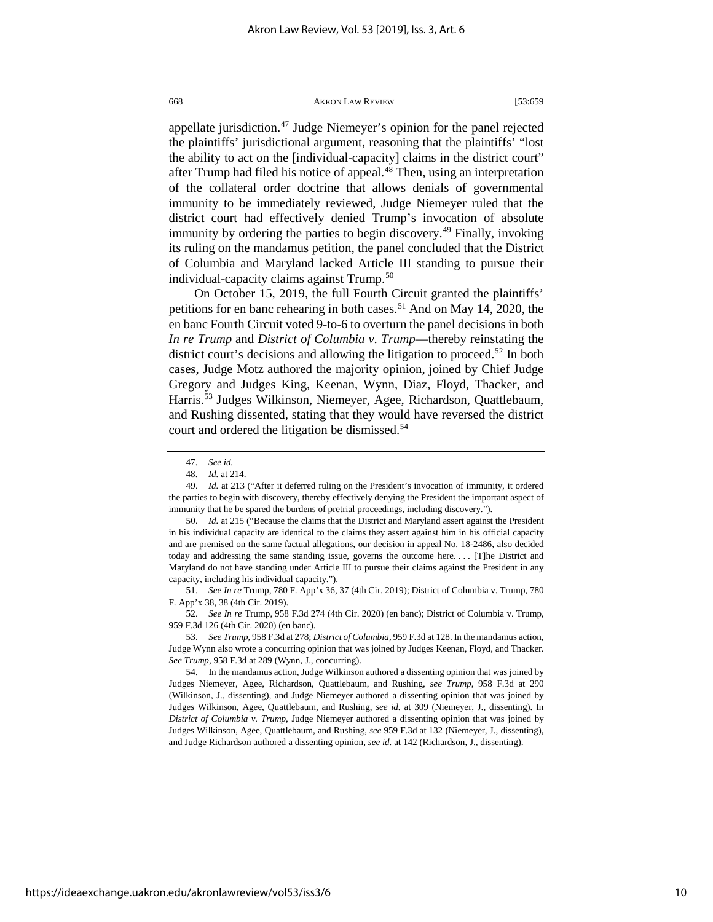appellate jurisdiction.[47] Judge Niemeyer's opinion for the panel rejected the plaintiffs' jurisdictional argument, reasoning that the plaintiffs' "lost the ability to act on the [individual-capacity] claims in the district court" after Trump had filed his notice of appeal.[48] Then, using an interpretation of the collateral order doctrine that allows denials of governmental immunity to be immediately reviewed, Judge Niemeyer ruled that the district court had effectively denied Trump's invocation of absolute immunity by ordering the parties to begin discovery.[49] Finally, invoking its ruling on the mandamus petition, the panel concluded that the District of Columbia and Maryland lacked Article III standing to pursue their individual-capacity claims against Trump.[50]

On October 15, 2019, the full Fourth Circuit granted the plaintiffs' petitions for en banc rehearing in both cases.[51] And on May 14, 2020, the en banc Fourth Circuit voted 9-to-6 to overturn the panel decisions in both *In re Trump* and *District of Columbia v. Trump*—thereby reinstating the district court's decisions and allowing the litigation to proceed.[52] In both cases, Judge Motz authored the majority opinion, joined by Chief Judge Gregory and Judges King, Keenan, Wynn, Diaz, Floyd, Thacker, and Harris.[53] Judges Wilkinson, Niemeyer, Agee, Richardson, Quattlebaum, and Rushing dissented, stating that they would have reversed the district court and ordered the litigation be dismissed.[54]

---

47. *See id.*

48. *Id.* at 214.

49. *Id.* at 213 ("After it deferred ruling on the President's invocation of immunity, it ordered the parties to begin with discovery, thereby effectively denying the President the important aspect of immunity that he be spared the burdens of pretrial proceedings, including discovery.").

50. *Id.* at 215 ("Because the claims that the District and Maryland assert against the President in his individual capacity are identical to the claims they assert against him in his official capacity and are premised on the same factual allegations, our decision in appeal No. 18-2486, also decided today and addressing the same standing issue, governs the outcome here. . . . [T]he District and Maryland do not have standing under Article III to pursue their claims against the President in any capacity, including his individual capacity.").

51. *See In re* Trump, 780 F. App'x 36, 37 (4th Cir. 2019); District of Columbia v. Trump, 780 F. App'x 38, 38 (4th Cir. 2019).

52. *See In re* Trump, 958 F.3d 274 (4th Cir. 2020) (en banc); District of Columbia v. Trump, 959 F.3d 126 (4th Cir. 2020) (en banc).

53. *See Trump*, 958 F.3d at 278; *District of Columbia*, 959 F.3d at 128. In the mandamus action, Judge Wynn also wrote a concurring opinion that was joined by Judges Keenan, Floyd, and Thacker. *See Trump*, 958 F.3d at 289 (Wynn, J., concurring).

54. In the mandamus action, Judge Wilkinson authored a dissenting opinion that was joined by Judges Niemeyer, Agee, Richardson, Quattlebaum, and Rushing, *see Trump*, 958 F.3d at 290 (Wilkinson, J., dissenting), and Judge Niemeyer authored a dissenting opinion that was joined by Judges Wilkinson, Agee, Quattlebaum, and Rushing, *see id.* at 309 (Niemeyer, J., dissenting). In *District of Columbia v. Trump*, Judge Niemeyer authored a dissenting opinion that was joined by Judges Wilkinson, Agee, Quattlebaum, and Rushing, *see* 959 F.3d at 132 (Niemeyer, J., dissenting), and Judge Richardson authored a dissenting opinion, *see id.* at 142 (Richardson, J., dissenting).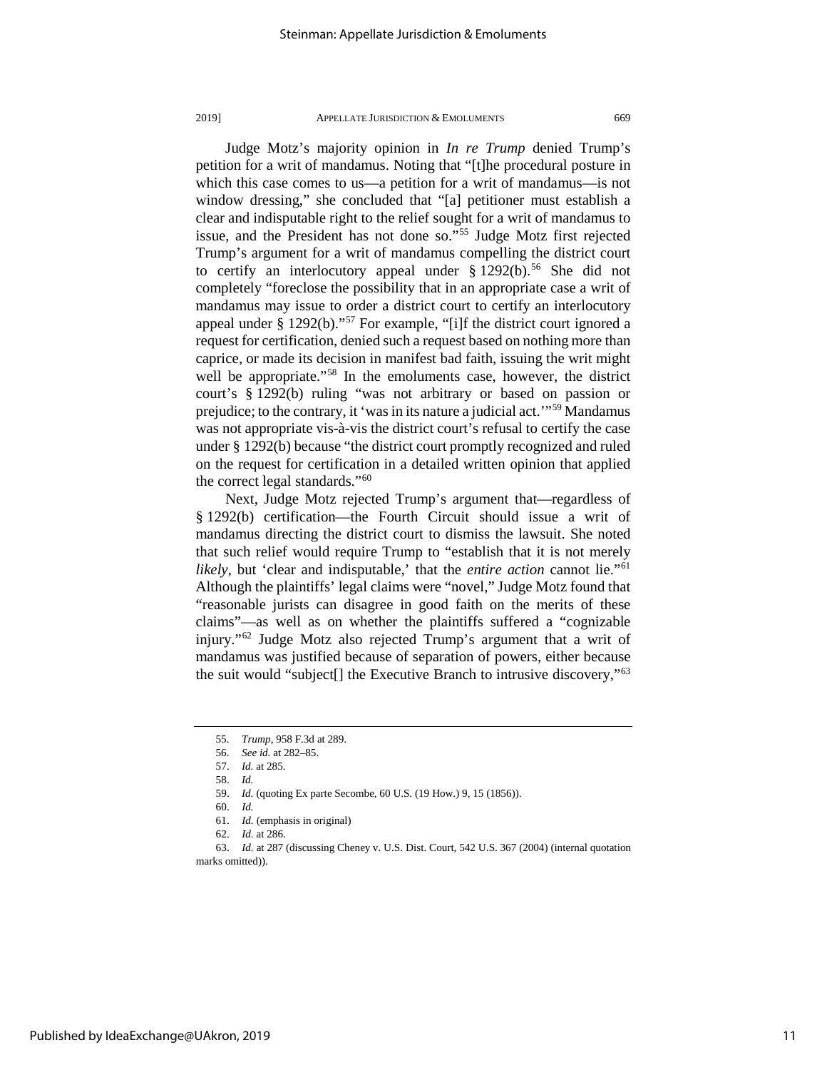Judge Motz's majority opinion in *In re Trump* denied Trump's petition for a writ of mandamus. Noting that "[t]he procedural posture in which this case comes to us—a petition for a writ of mandamus—is not window dressing," she concluded that "[a] petitioner must establish a clear and indisputable right to the relief sought for a writ of mandamus to issue, and the President has not done so."[55] Judge Motz first rejected Trump's argument for a writ of mandamus compelling the district court to certify an interlocutory appeal under § 1292(b).[56] She did not completely "foreclose the possibility that in an appropriate case a writ of mandamus may issue to order a district court to certify an interlocutory appeal under § 1292(b)."[57] For example, "[i]f the district court ignored a request for certification, denied such a request based on nothing more than caprice, or made its decision in manifest bad faith, issuing the writ might well be appropriate."[58] In the emoluments case, however, the district court's § 1292(b) ruling "was not arbitrary or based on passion or prejudice; to the contrary, it 'was in its nature a judicial act.'"[59] Mandamus was not appropriate vis-à-vis the district court's refusal to certify the case under § 1292(b) because "the district court promptly recognized and ruled on the request for certification in a detailed written opinion that applied the correct legal standards."[60]

Next, Judge Motz rejected Trump's argument that—regardless of § 1292(b) certification—the Fourth Circuit should issue a writ of mandamus directing the district court to dismiss the lawsuit. She noted that such relief would require Trump to "establish that it is not merely *likely*, but 'clear and indisputable,' that the *entire action* cannot lie."[61] Although the plaintiffs' legal claims were "novel," Judge Motz found that "reasonable jurists can disagree in good faith on the merits of these claims"—as well as on whether the plaintiffs suffered a "cognizable injury."[62] Judge Motz also rejected Trump's argument that a writ of mandamus was justified because of separation of powers, either because the suit would "subject[] the Executive Branch to intrusive discovery,"[63]

---

55. *Trump*, 958 F.3d at 289.

56. *See id.* at 282–85.

57. *Id.* at 285.

58. *Id.*

59. *Id.* (quoting Ex parte Secombe, 60 U.S. (19 How.) 9, 15 (1856)).

60. *Id.*

61. *Id.* (emphasis in original)

62. *Id.* at 286.

63. *Id.* at 287 (discussing Cheney v. U.S. Dist. Court, 542 U.S. 367 (2004) (internal quotation marks omitted)).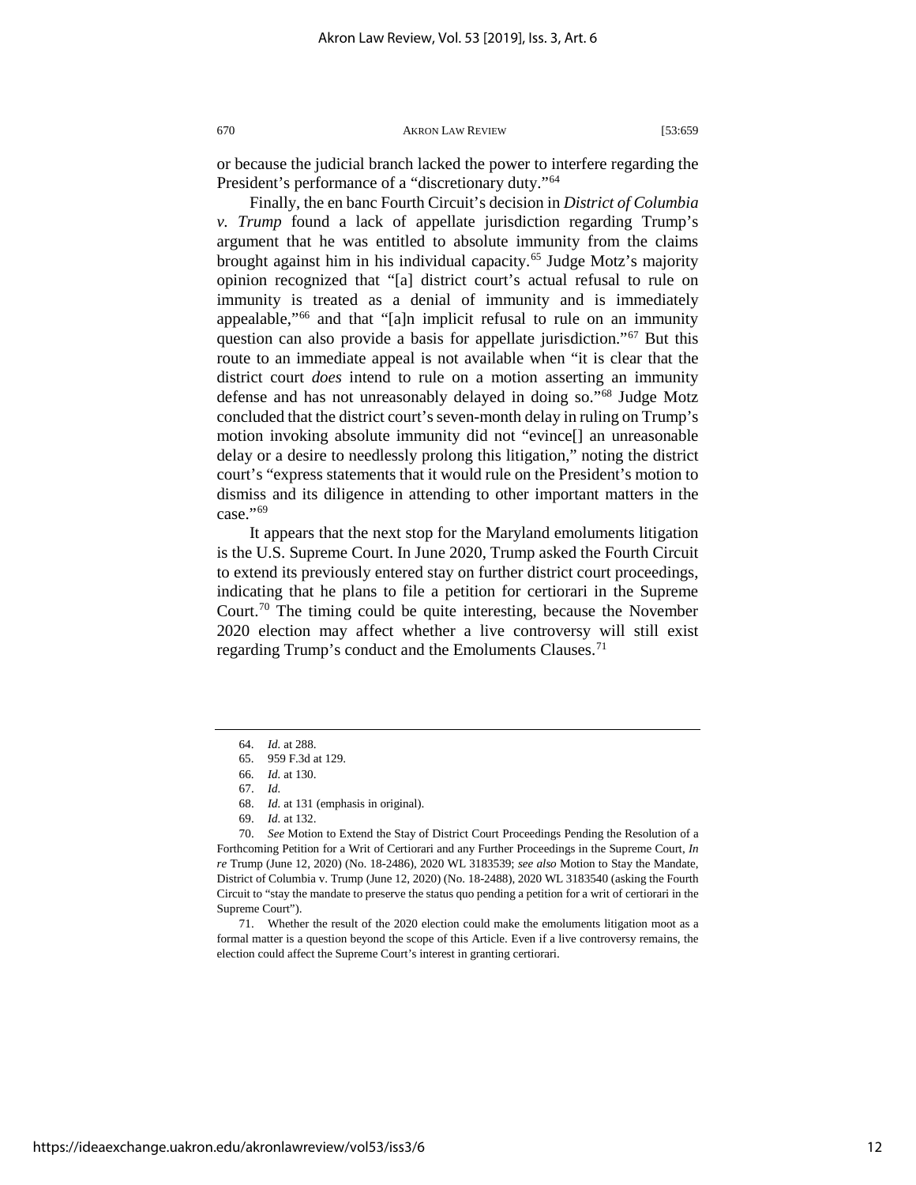or because the judicial branch lacked the power to interfere regarding the President's performance of a "discretionary duty."[64]

Finally, the en banc Fourth Circuit's decision in *District of Columbia v. Trump* found a lack of appellate jurisdiction regarding Trump's argument that he was entitled to absolute immunity from the claims brought against him in his individual capacity.[65] Judge Motz's majority opinion recognized that "[a] district court's actual refusal to rule on immunity is treated as a denial of immunity and is immediately appealable,"[66] and that "[a]n implicit refusal to rule on an immunity question can also provide a basis for appellate jurisdiction."[67] But this route to an immediate appeal is not available when "it is clear that the district court *does* intend to rule on a motion asserting an immunity defense and has not unreasonably delayed in doing so."[68] Judge Motz concluded that the district court's seven-month delay in ruling on Trump's motion invoking absolute immunity did not "evince[] an unreasonable delay or a desire to needlessly prolong this litigation," noting the district court's "express statements that it would rule on the President's motion to dismiss and its diligence in attending to other important matters in the case."[69]

It appears that the next stop for the Maryland emoluments litigation is the U.S. Supreme Court. In June 2020, Trump asked the Fourth Circuit to extend its previously entered stay on further district court proceedings, indicating that he plans to file a petition for certiorari in the Supreme Court.[70] The timing could be quite interesting, because the November 2020 election may affect whether a live controversy will still exist regarding Trump's conduct and the Emoluments Clauses.[71]

---

64. *Id.* at 288.

65. 959 F.3d at 129.

66. *Id.* at 130.

67. *Id.*

68. *Id.* at 131 (emphasis in original).

69. *Id.* at 132.

70. *See* Motion to Extend the Stay of District Court Proceedings Pending the Resolution of a Forthcoming Petition for a Writ of Certiorari and any Further Proceedings in the Supreme Court, *In re* Trump (June 12, 2020) (No. 18-2486), 2020 WL 3183539; *see also* Motion to Stay the Mandate, District of Columbia v. Trump (June 12, 2020) (No. 18-2488), 2020 WL 3183540 (asking the Fourth Circuit to "stay the mandate to preserve the status quo pending a petition for a writ of certiorari in the Supreme Court").

71. Whether the result of the 2020 election could make the emoluments litigation moot as a formal matter is a question beyond the scope of this Article. Even if a live controversy remains, the election could affect the Supreme Court's interest in granting certiorari.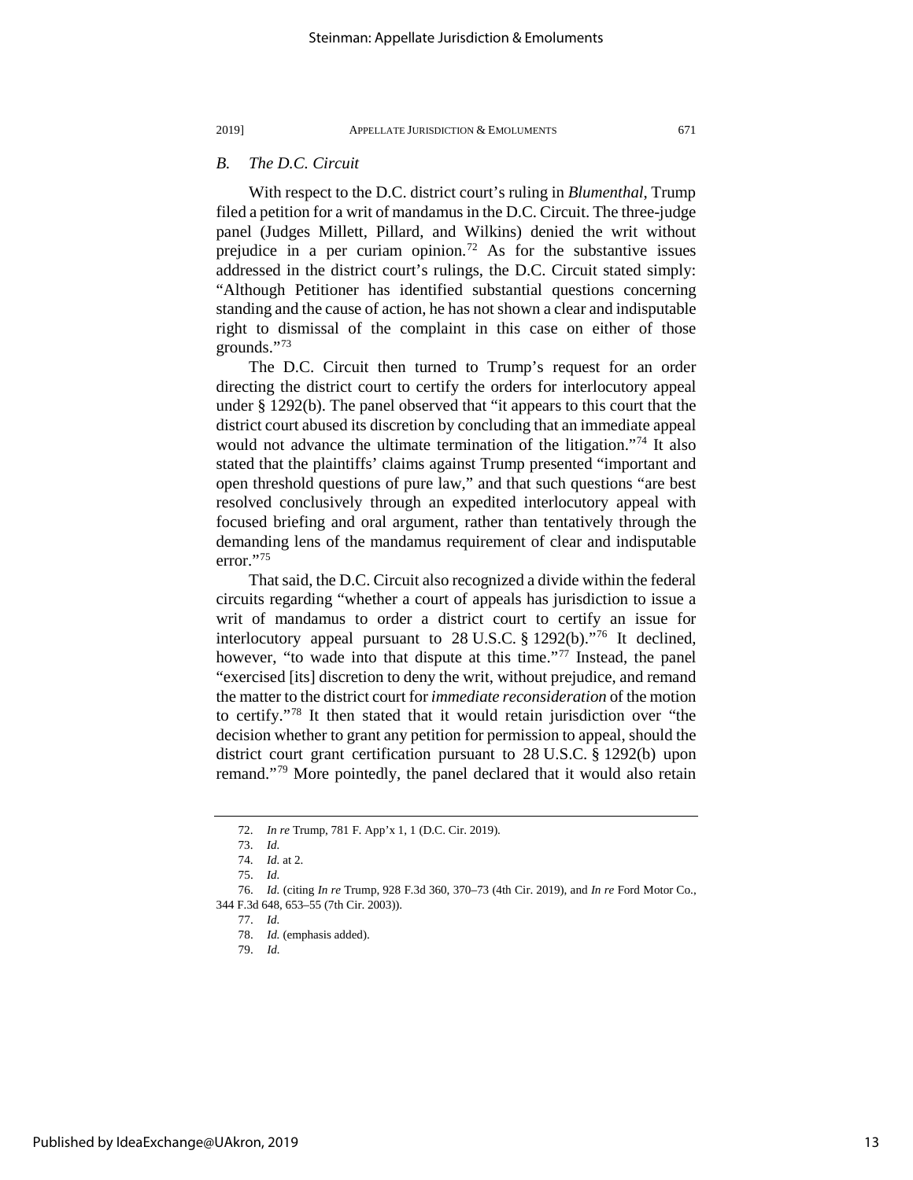### *B. The D.C. Circuit*

With respect to the D.C. district court's ruling in *Blumenthal*, Trump filed a petition for a writ of mandamus in the D.C. Circuit. The three-judge panel (Judges Millett, Pillard, and Wilkins) denied the writ without prejudice in a per curiam opinion.[72] As for the substantive issues addressed in the district court's rulings, the D.C. Circuit stated simply: "Although Petitioner has identified substantial questions concerning standing and the cause of action, he has not shown a clear and indisputable right to dismissal of the complaint in this case on either of those grounds."[73]

The D.C. Circuit then turned to Trump's request for an order directing the district court to certify the orders for interlocutory appeal under § 1292(b). The panel observed that "it appears to this court that the district court abused its discretion by concluding that an immediate appeal would not advance the ultimate termination of the litigation."[74] It also stated that the plaintiffs' claims against Trump presented "important and open threshold questions of pure law," and that such questions "are best resolved conclusively through an expedited interlocutory appeal with focused briefing and oral argument, rather than tentatively through the demanding lens of the mandamus requirement of clear and indisputable error."[75]

That said, the D.C. Circuit also recognized a divide within the federal circuits regarding "whether a court of appeals has jurisdiction to issue a writ of mandamus to order a district court to certify an issue for interlocutory appeal pursuant to 28 U.S.C. § 1292(b)."[76] It declined, however, "to wade into that dispute at this time."[77] Instead, the panel "exercised [its] discretion to deny the writ, without prejudice, and remand the matter to the district court for *immediate reconsideration* of the motion to certify."[78] It then stated that it would retain jurisdiction over "the decision whether to grant any petition for permission to appeal, should the district court grant certification pursuant to 28 U.S.C. § 1292(b) upon remand."[79] More pointedly, the panel declared that it would also retain

72. *In re* Trump, 781 F. App'x 1, 1 (D.C. Cir. 2019).

73. *Id.*

74. *Id.* at 2.

75. *Id.*

76. *Id.* (citing *In re* Trump, 928 F.3d 360, 370–73 (4th Cir. 2019), and *In re* Ford Motor Co., 344 F.3d 648, 653–55 (7th Cir. 2003)).

77. *Id.*

78. *Id.* (emphasis added).

79. *Id.*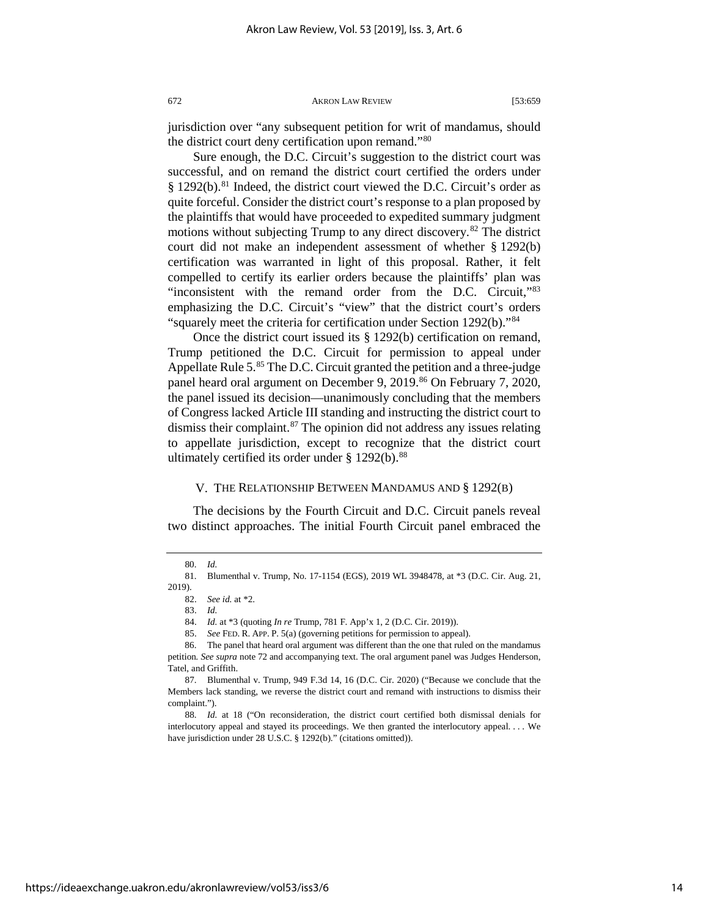jurisdiction over "any subsequent petition for writ of mandamus, should the district court deny certification upon remand."[80]

Sure enough, the D.C. Circuit's suggestion to the district court was successful, and on remand the district court certified the orders under § 1292(b).[81] Indeed, the district court viewed the D.C. Circuit's order as quite forceful. Consider the district court's response to a plan proposed by the plaintiffs that would have proceeded to expedited summary judgment motions without subjecting Trump to any direct discovery.[82] The district court did not make an independent assessment of whether § 1292(b) certification was warranted in light of this proposal. Rather, it felt compelled to certify its earlier orders because the plaintiffs' plan was "inconsistent with the remand order from the D.C. Circuit,"[83] emphasizing the D.C. Circuit's "view" that the district court's orders "squarely meet the criteria for certification under Section 1292(b)."[84]

Once the district court issued its § 1292(b) certification on remand, Trump petitioned the D.C. Circuit for permission to appeal under Appellate Rule 5.[85] The D.C. Circuit granted the petition and a three-judge panel heard oral argument on December 9, 2019.[86] On February 7, 2020, the panel issued its decision—unanimously concluding that the members of Congress lacked Article III standing and instructing the district court to dismiss their complaint.[87] The opinion did not address any issues relating to appellate jurisdiction, except to recognize that the district court ultimately certified its order under § 1292(b).[88]

## V. THE RELATIONSHIP BETWEEN MANDAMUS AND § 1292(B)

The decisions by the Fourth Circuit and D.C. Circuit panels reveal two distinct approaches. The initial Fourth Circuit panel embraced the

---

80. *Id.*

81. Blumenthal v. Trump, No. 17-1154 (EGS), 2019 WL 3948478, at *3 (D.C. Cir. Aug. 21, 2019).

82. *See id.* at *2.

83. *Id.*

84. *Id.* at *3 (quoting *In re* Trump, 781 F. App'x 1, 2 (D.C. Cir. 2019)).

85. *See* FED. R. APP. P. 5(a) (governing petitions for permission to appeal).

86. The panel that heard oral argument was different than the one that ruled on the mandamus petition. *See supra* note 72 and accompanying text. The oral argument panel was Judges Henderson, Tatel, and Griffith.

87. Blumenthal v. Trump, 949 F.3d 14, 16 (D.C. Cir. 2020) ("Because we conclude that the Members lack standing, we reverse the district court and remand with instructions to dismiss their complaint.").

88. *Id.* at 18 ("On reconsideration, the district court certified both dismissal denials for interlocutory appeal and stayed its proceedings. We then granted the interlocutory appeal. . . . We have jurisdiction under 28 U.S.C. § 1292(b)." (citations omitted)).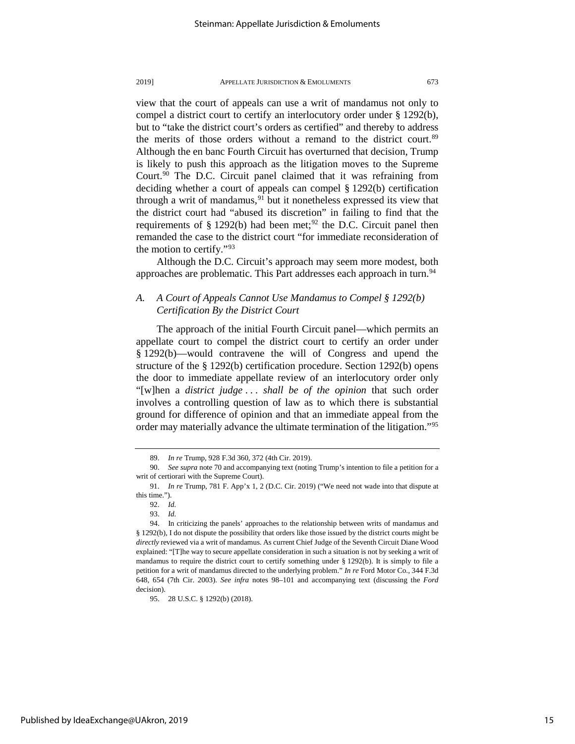view that the court of appeals can use a writ of mandamus not only to compel a district court to certify an interlocutory order under § 1292(b), but to "take the district court's orders as certified" and thereby to address the merits of those orders without a remand to the district court.[89] Although the en banc Fourth Circuit has overturned that decision, Trump is likely to push this approach as the litigation moves to the Supreme Court.[90] The D.C. Circuit panel claimed that it was refraining from deciding whether a court of appeals can compel § 1292(b) certification through a writ of mandamus,[91] but it nonetheless expressed its view that the district court had "abused its discretion" in failing to find that the requirements of § 1292(b) had been met;[92] the D.C. Circuit panel then remanded the case to the district court "for immediate reconsideration of the motion to certify."[93]

Although the D.C. Circuit's approach may seem more modest, both approaches are problematic. This Part addresses each approach in turn.[94]

### *A. A Court of Appeals Cannot Use Mandamus to Compel § 1292(b) Certification By the District Court*

The approach of the initial Fourth Circuit panel—which permits an appellate court to compel the district court to certify an order under § 1292(b)—would contravene the will of Congress and upend the structure of the § 1292(b) certification procedure. Section 1292(b) opens the door to immediate appellate review of an interlocutory order only "[w]hen a *district judge . . . shall be of the opinion* that such order involves a controlling question of law as to which there is substantial ground for difference of opinion and that an immediate appeal from the order may materially advance the ultimate termination of the litigation."[95]

---

89. *In re* Trump, 928 F.3d 360, 372 (4th Cir. 2019).

90. *See supra* note 70 and accompanying text (noting Trump's intention to file a petition for a writ of certiorari with the Supreme Court).

91. *In re* Trump, 781 F. App'x 1, 2 (D.C. Cir. 2019) ("We need not wade into that dispute at this time.").

92. *Id.*

93. *Id.*

94. In criticizing the panels' approaches to the relationship between writs of mandamus and § 1292(b), I do not dispute the possibility that orders like those issued by the district courts might be *directly* reviewed via a writ of mandamus. As current Chief Judge of the Seventh Circuit Diane Wood explained: "[T]he way to secure appellate consideration in such a situation is not by seeking a writ of mandamus to require the district court to certify something under § 1292(b). It is simply to file a petition for a writ of mandamus directed to the underlying problem." *In re* Ford Motor Co., 344 F.3d 648, 654 (7th Cir. 2003). *See infra* notes 98–101 and accompanying text (discussing the *Ford* decision).

95. 28 U.S.C. § 1292(b) (2018).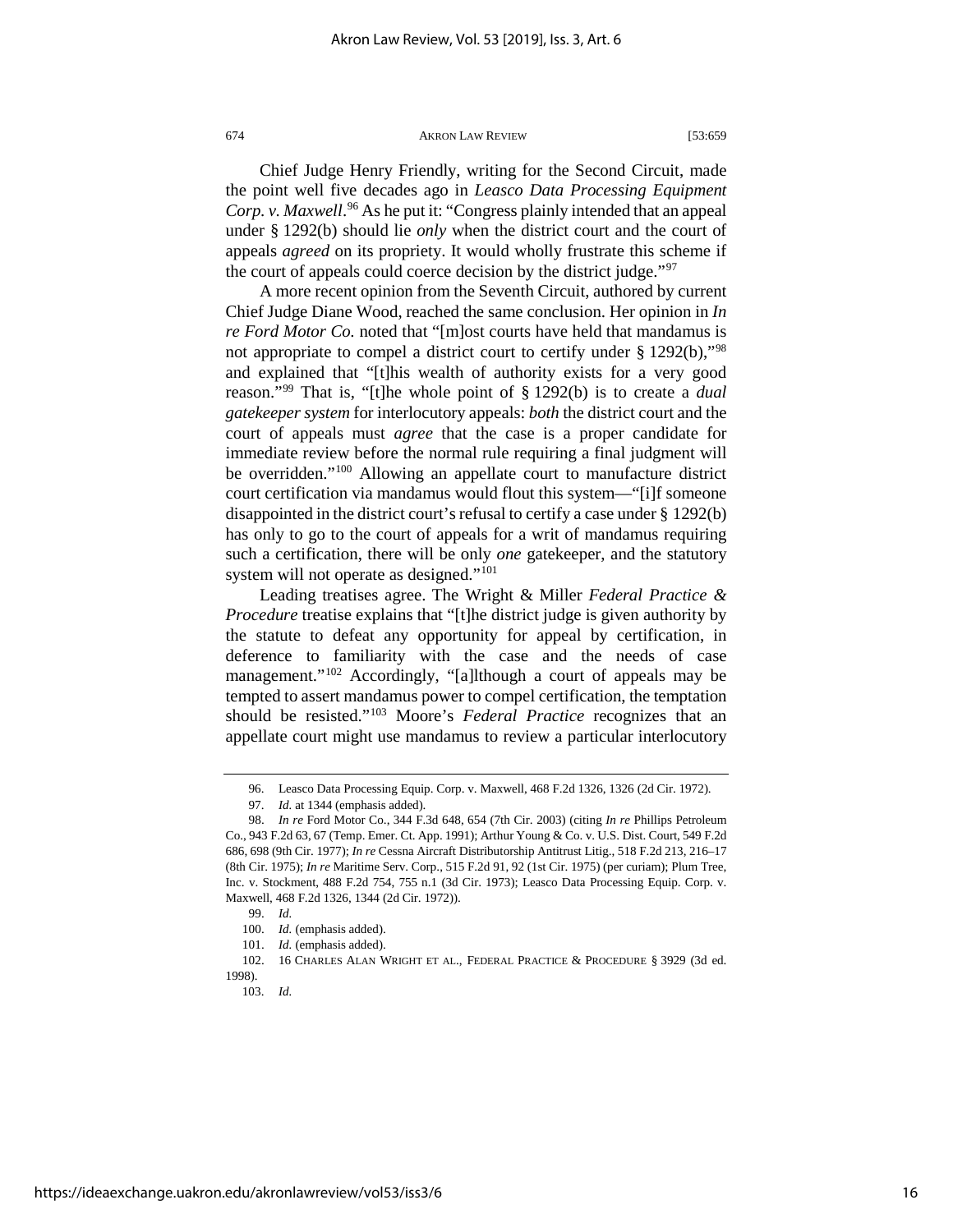Chief Judge Henry Friendly, writing for the Second Circuit, made the point well five decades ago in *Leasco Data Processing Equipment Corp. v. Maxwell*.[96] As he put it: "Congress plainly intended that an appeal under § 1292(b) should lie *only* when the district court and the court of appeals *agreed* on its propriety. It would wholly frustrate this scheme if the court of appeals could coerce decision by the district judge."[97]

A more recent opinion from the Seventh Circuit, authored by current Chief Judge Diane Wood, reached the same conclusion. Her opinion in *In re Ford Motor Co.* noted that "[m]ost courts have held that mandamus is not appropriate to compel a district court to certify under § 1292(b),"[98] and explained that "[t]his wealth of authority exists for a very good reason."[99] That is, "[t]he whole point of § 1292(b) is to create a *dual gatekeeper system* for interlocutory appeals: *both* the district court and the court of appeals must *agree* that the case is a proper candidate for immediate review before the normal rule requiring a final judgment will be overridden."[100] Allowing an appellate court to manufacture district court certification via mandamus would flout this system—"[i]f someone disappointed in the district court's refusal to certify a case under § 1292(b) has only to go to the court of appeals for a writ of mandamus requiring such a certification, there will be only *one* gatekeeper, and the statutory system will not operate as designed."[101]

Leading treatises agree. The Wright & Miller *Federal Practice & Procedure* treatise explains that "[t]he district judge is given authority by the statute to defeat any opportunity for appeal by certification, in deference to familiarity with the case and the needs of case management."[102] Accordingly, "[a]lthough a court of appeals may be tempted to assert mandamus power to compel certification, the temptation should be resisted."[103] Moore's *Federal Practice* recognizes that an appellate court might use mandamus to review a particular interlocutory

---

96. Leasco Data Processing Equip. Corp. v. Maxwell, 468 F.2d 1326, 1326 (2d Cir. 1972).

97. *Id.* at 1344 (emphasis added).

98. *In re* Ford Motor Co., 344 F.3d 648, 654 (7th Cir. 2003) (citing *In re* Phillips Petroleum Co., 943 F.2d 63, 67 (Temp. Emer. Ct. App. 1991); Arthur Young & Co. v. U.S. Dist. Court, 549 F.2d 686, 698 (9th Cir. 1977); *In re* Cessna Aircraft Distributorship Antitrust Litig., 518 F.2d 213, 216–17 (8th Cir. 1975); *In re* Maritime Serv. Corp., 515 F.2d 91, 92 (1st Cir. 1975) (per curiam); Plum Tree, Inc. v. Stockment, 488 F.2d 754, 755 n.1 (3d Cir. 1973); Leasco Data Processing Equip. Corp. v. Maxwell, 468 F.2d 1326, 1344 (2d Cir. 1972)).

99. *Id.*

100. *Id.* (emphasis added).

101. *Id.* (emphasis added).

102. 16 CHARLES ALAN WRIGHT ET AL., FEDERAL PRACTICE & PROCEDURE § 3929 (3d ed. 1998).

103. *Id.*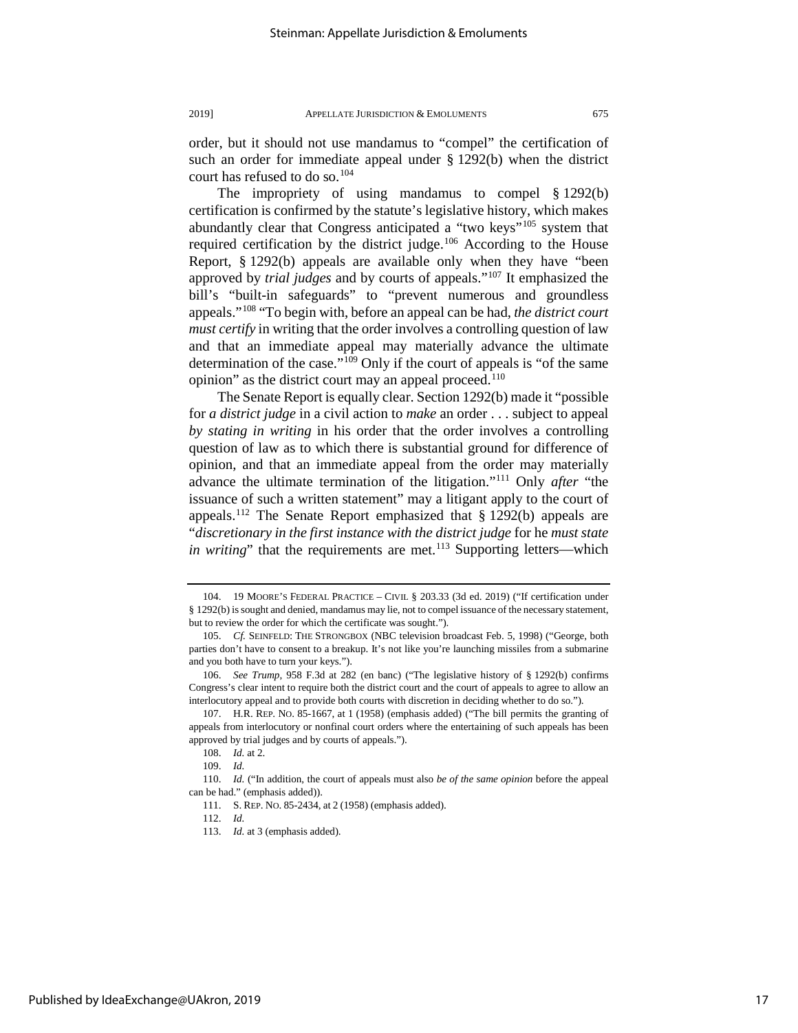order, but it should not use mandamus to "compel" the certification of such an order for immediate appeal under § 1292(b) when the district court has refused to do so.[104]

The impropriety of using mandamus to compel § 1292(b) certification is confirmed by the statute's legislative history, which makes abundantly clear that Congress anticipated a "two keys"[105] system that required certification by the district judge.[106] According to the House Report, § 1292(b) appeals are available only when they have "been approved by *trial judges* and by courts of appeals."[107] It emphasized the bill's "built-in safeguards" to "prevent numerous and groundless appeals."[108] "To begin with, before an appeal can be had, *the district court must certify* in writing that the order involves a controlling question of law and that an immediate appeal may materially advance the ultimate determination of the case."[109] Only if the court of appeals is "of the same opinion" as the district court may an appeal proceed.[110]

The Senate Report is equally clear. Section 1292(b) made it "possible for *a district judge* in a civil action to *make* an order . . . subject to appeal *by stating in writing* in his order that the order involves a controlling question of law as to which there is substantial ground for difference of opinion, and that an immediate appeal from the order may materially advance the ultimate termination of the litigation."[111] Only *after* "the issuance of such a written statement" may a litigant apply to the court of appeals.[112] The Senate Report emphasized that § 1292(b) appeals are "*discretionary in the first instance with the district judge* for he *must state in writing*" that the requirements are met.[113] Supporting letters—which

---

104. 19 MOORE'S FEDERAL PRACTICE – CIVIL § 203.33 (3d ed. 2019) ("If certification under § 1292(b) is sought and denied, mandamus may lie, not to compel issuance of the necessary statement, but to review the order for which the certificate was sought.").

105. *Cf.* SEINFELD: THE STRONGBOX (NBC television broadcast Feb. 5, 1998) ("George, both parties don't have to consent to a breakup. It's not like you're launching missiles from a submarine and you both have to turn your keys.").

106. *See Trump*, 958 F.3d at 282 (en banc) ("The legislative history of § 1292(b) confirms Congress's clear intent to require both the district court and the court of appeals to agree to allow an interlocutory appeal and to provide both courts with discretion in deciding whether to do so.").

107. H.R. REP. NO. 85-1667, at 1 (1958) (emphasis added) ("The bill permits the granting of appeals from interlocutory or nonfinal court orders where the entertaining of such appeals has been approved by trial judges and by courts of appeals.").

108. *Id.* at 2.

109. *Id.*

110. *Id.* ("In addition, the court of appeals must also *be of the same opinion* before the appeal can be had." (emphasis added)).

111. S. REP. NO. 85-2434, at 2 (1958) (emphasis added).

112. *Id.*

113. *Id.* at 3 (emphasis added).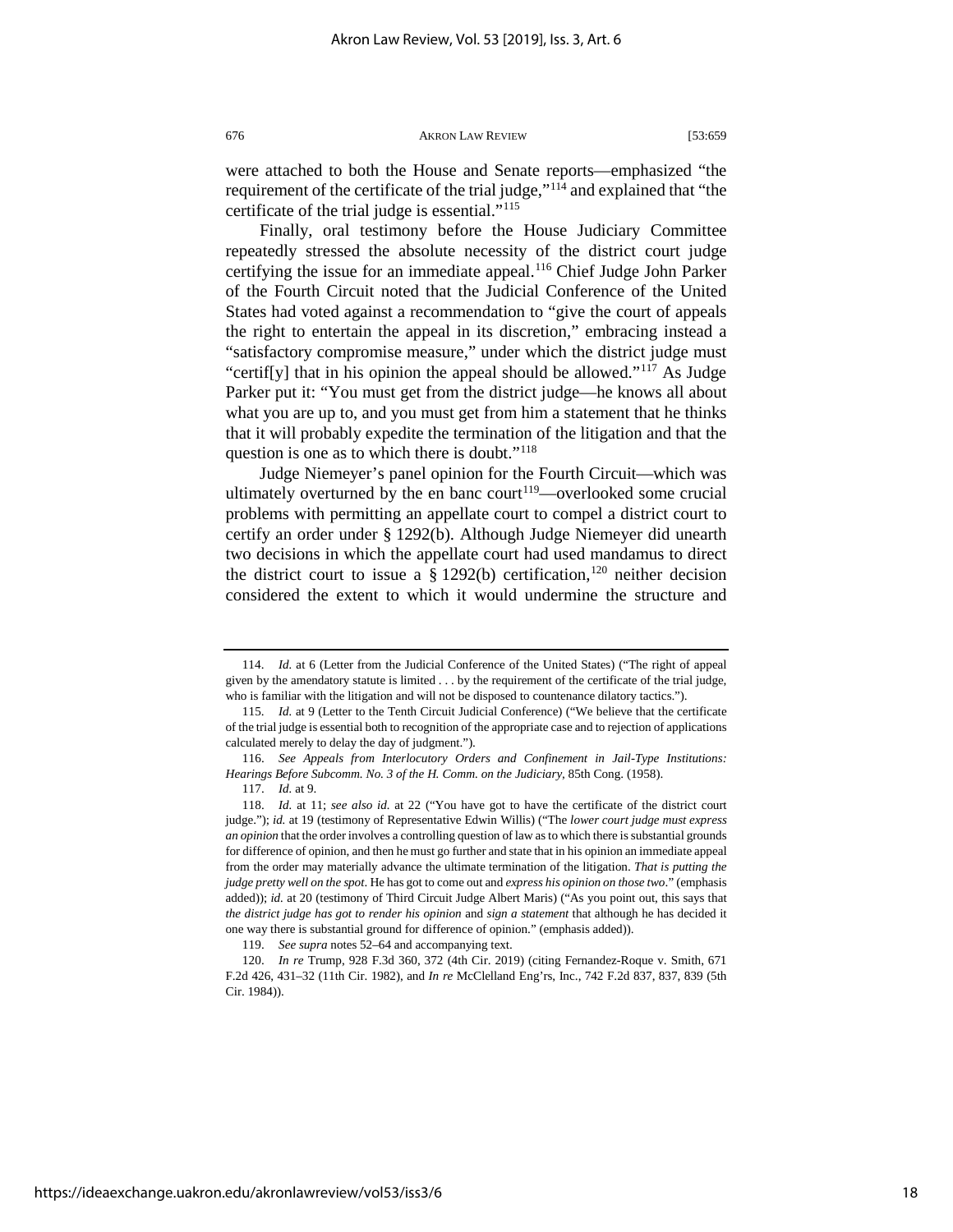were attached to both the House and Senate reports—emphasized "the requirement of the certificate of the trial judge,"[114] and explained that "the certificate of the trial judge is essential."[115]

Finally, oral testimony before the House Judiciary Committee repeatedly stressed the absolute necessity of the district court judge certifying the issue for an immediate appeal.[116] Chief Judge John Parker of the Fourth Circuit noted that the Judicial Conference of the United States had voted against a recommendation to "give the court of appeals the right to entertain the appeal in its discretion," embracing instead a "satisfactory compromise measure," under which the district judge must "certif[y] that in his opinion the appeal should be allowed."[117] As Judge Parker put it: "You must get from the district judge—he knows all about what you are up to, and you must get from him a statement that he thinks that it will probably expedite the termination of the litigation and that the question is one as to which there is doubt."[118]

Judge Niemeyer's panel opinion for the Fourth Circuit—which was ultimately overturned by the en banc court[119]—overlooked some crucial problems with permitting an appellate court to compel a district court to certify an order under § 1292(b). Although Judge Niemeyer did unearth two decisions in which the appellate court had used mandamus to direct the district court to issue a § 1292(b) certification,[120] neither decision considered the extent to which it would undermine the structure and

---

114. *Id.* at 6 (Letter from the Judicial Conference of the United States) ("The right of appeal given by the amendatory statute is limited . . . by the requirement of the certificate of the trial judge, who is familiar with the litigation and will not be disposed to countenance dilatory tactics.").

115. *Id.* at 9 (Letter to the Tenth Circuit Judicial Conference) ("We believe that the certificate of the trial judge is essential both to recognition of the appropriate case and to rejection of applications calculated merely to delay the day of judgment.").

116. *See Appeals from Interlocutory Orders and Confinement in Jail-Type Institutions: Hearings Before Subcomm. No. 3 of the H. Comm. on the Judiciary*, 85th Cong. (1958).

117. *Id.* at 9.

118. *Id.* at 11; *see also id.* at 22 ("You have got to have the certificate of the district court judge."); *id.* at 19 (testimony of Representative Edwin Willis) ("The *lower court judge must express an opinion* that the order involves a controlling question of law as to which there is substantial grounds for difference of opinion, and then he must go further and state that in his opinion an immediate appeal from the order may materially advance the ultimate termination of the litigation. *That is putting the judge pretty well on the spot*. He has got to come out and *express his opinion on those two*." (emphasis added)); *id.* at 20 (testimony of Third Circuit Judge Albert Maris) ("As you point out, this says that *the district judge has got to render his opinion* and *sign a statement* that although he has decided it one way there is substantial ground for difference of opinion." (emphasis added)).

119. *See supra* notes 52–64 and accompanying text.

120. *In re* Trump, 928 F.3d 360, 372 (4th Cir. 2019) (citing Fernandez-Roque v. Smith, 671 F.2d 426, 431–32 (11th Cir. 1982), and *In re* McClelland Eng'rs, Inc., 742 F.2d 837, 837, 839 (5th Cir. 1984)).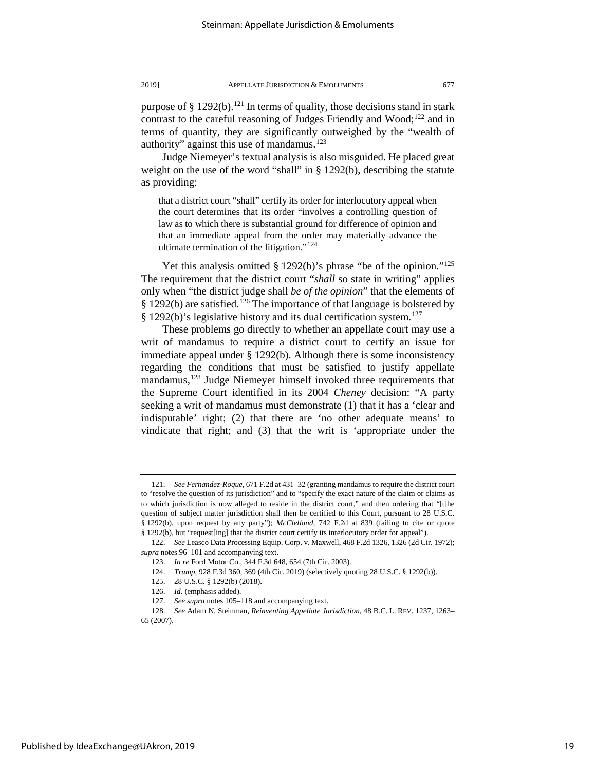purpose of § 1292(b).[121] In terms of quality, those decisions stand in stark contrast to the careful reasoning of Judges Friendly and Wood;[122] and in terms of quantity, they are significantly outweighed by the "wealth of authority" against this use of mandamus.[123]

Judge Niemeyer's textual analysis is also misguided. He placed great weight on the use of the word "shall" in § 1292(b), describing the statute as providing:

> that a district court "shall" certify its order for interlocutory appeal when the court determines that its order "involves a controlling question of law as to which there is substantial ground for difference of opinion and that an immediate appeal from the order may materially advance the ultimate termination of the litigation."[124]

Yet this analysis omitted § 1292(b)'s phrase "be of the opinion."[125] The requirement that the district court "*shall* so state in writing" applies only when "the district judge shall *be of the opinion*" that the elements of § 1292(b) are satisfied.[126] The importance of that language is bolstered by § 1292(b)'s legislative history and its dual certification system.[127]

These problems go directly to whether an appellate court may use a writ of mandamus to require a district court to certify an issue for immediate appeal under § 1292(b). Although there is some inconsistency regarding the conditions that must be satisfied to justify appellate mandamus,[128] Judge Niemeyer himself invoked three requirements that the Supreme Court identified in its 2004 *Cheney* decision: "A party seeking a writ of mandamus must demonstrate (1) that it has a 'clear and indisputable' right; (2) that there are 'no other adequate means' to vindicate that right; and (3) that the writ is 'appropriate under the

---

121. *See Fernandez-Roque*, 671 F.2d at 431–32 (granting mandamus to require the district court to "resolve the question of its jurisdiction" and to "specify the exact nature of the claim or claims as to which jurisdiction is now alleged to reside in the district court," and then ordering that "[t]he question of subject matter jurisdiction shall then be certified to this Court, pursuant to 28 U.S.C. § 1292(b), upon request by any party"); *McClelland*, 742 F.2d at 839 (failing to cite or quote § 1292(b), but "request[ing] that the district court certify its interlocutory order for appeal").

122. *See* Leasco Data Processing Equip. Corp. v. Maxwell, 468 F.2d 1326, 1326 (2d Cir. 1972); *supra* notes 96–101 and accompanying text.

123. *In re* Ford Motor Co., 344 F.3d 648, 654 (7th Cir. 2003).

124. *Trump*, 928 F.3d 360, 369 (4th Cir. 2019) (selectively quoting 28 U.S.C. § 1292(b)).

125. 28 U.S.C. § 1292(b) (2018).

126. *Id.* (emphasis added).

127. *See supra* notes 105–118 and accompanying text.

128. *See* Adam N. Steinman, *Reinventing Appellate Jurisdiction*, 48 B.C. L. REV. 1237, 1263–65 (2007).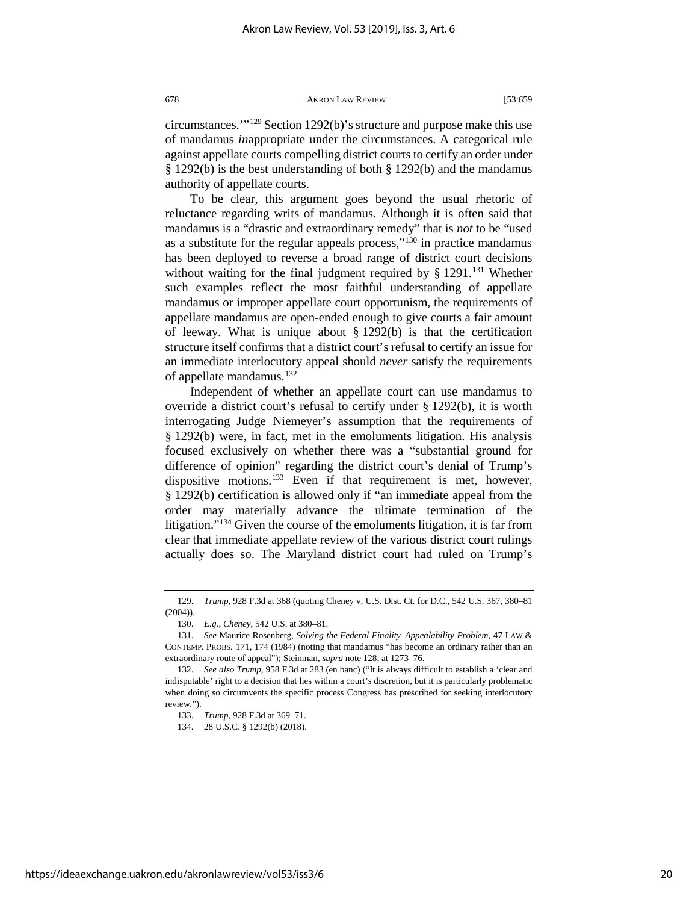circumstances.'"[129] Section 1292(b)'s structure and purpose make this use of mandamus *in*appropriate under the circumstances. A categorical rule against appellate courts compelling district courts to certify an order under § 1292(b) is the best understanding of both § 1292(b) and the mandamus authority of appellate courts.

To be clear, this argument goes beyond the usual rhetoric of reluctance regarding writs of mandamus. Although it is often said that mandamus is a "drastic and extraordinary remedy" that is *not* to be "used as a substitute for the regular appeals process,"[130] in practice mandamus has been deployed to reverse a broad range of district court decisions without waiting for the final judgment required by § 1291.[131] Whether such examples reflect the most faithful understanding of appellate mandamus or improper appellate court opportunism, the requirements of appellate mandamus are open-ended enough to give courts a fair amount of leeway. What is unique about § 1292(b) is that the certification structure itself confirms that a district court's refusal to certify an issue for an immediate interlocutory appeal should *never* satisfy the requirements of appellate mandamus.[132]

Independent of whether an appellate court can use mandamus to override a district court's refusal to certify under § 1292(b), it is worth interrogating Judge Niemeyer's assumption that the requirements of § 1292(b) were, in fact, met in the emoluments litigation. His analysis focused exclusively on whether there was a "substantial ground for difference of opinion" regarding the district court's denial of Trump's dispositive motions.[133] Even if that requirement is met, however, § 1292(b) certification is allowed only if "an immediate appeal from the order may materially advance the ultimate termination of the litigation."[134] Given the course of the emoluments litigation, it is far from clear that immediate appellate review of the various district court rulings actually does so. The Maryland district court had ruled on Trump's

---

129. *Trump*, 928 F.3d at 368 (quoting Cheney v. U.S. Dist. Ct. for D.C., 542 U.S. 367, 380–81 (2004)).

130. *E.g.*, *Cheney*, 542 U.S. at 380–81.

131. *See* Maurice Rosenberg, *Solving the Federal Finality–Appealability Problem*, 47 LAW & CONTEMP. PROBS. 171, 174 (1984) (noting that mandamus "has become an ordinary rather than an extraordinary route of appeal"); Steinman, *supra* note 128, at 1273–76.

132. *See also Trump*, 958 F.3d at 283 (en banc) ("It is always difficult to establish a 'clear and indisputable' right to a decision that lies within a court's discretion, but it is particularly problematic when doing so circumvents the specific process Congress has prescribed for seeking interlocutory review.").

133. *Trump*, 928 F.3d at 369–71.

134. 28 U.S.C. § 1292(b) (2018).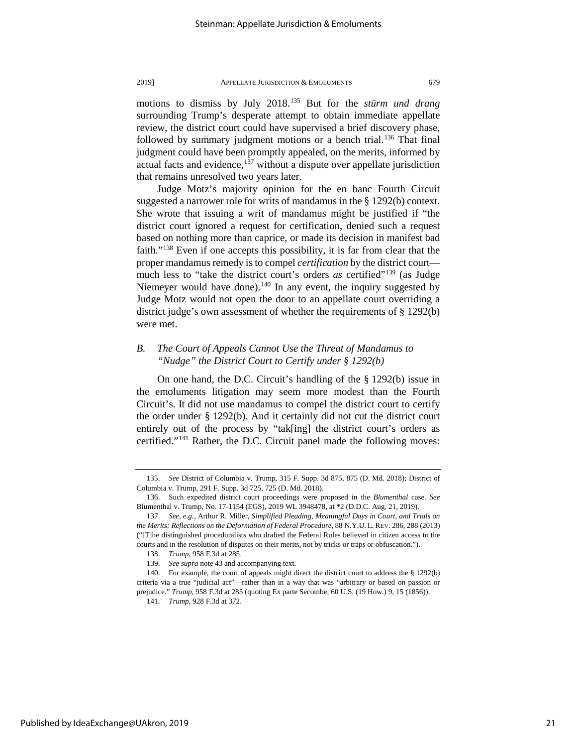motions to dismiss by July 2018.[135] But for the *stürm und drang* surrounding Trump's desperate attempt to obtain immediate appellate review, the district court could have supervised a brief discovery phase, followed by summary judgment motions or a bench trial.[136] That final judgment could have been promptly appealed, on the merits, informed by actual facts and evidence,[137] without a dispute over appellate jurisdiction that remains unresolved two years later.

Judge Motz's majority opinion for the en banc Fourth Circuit suggested a narrower role for writs of mandamus in the § 1292(b) context. She wrote that issuing a writ of mandamus might be justified if "the district court ignored a request for certification, denied such a request based on nothing more than caprice, or made its decision in manifest bad faith."[138] Even if one accepts this possibility, it is far from clear that the proper mandamus remedy is to compel *certification* by the district court—much less to "take the district court's orders *as* certified"[139] (as Judge Niemeyer would have done).[140] In any event, the inquiry suggested by Judge Motz would not open the door to an appellate court overriding a district judge's own assessment of whether the requirements of § 1292(b) were met.

### *B. The Court of Appeals Cannot Use the Threat of Mandamus to "Nudge" the District Court to Certify under § 1292(b)*

On one hand, the D.C. Circuit's handling of the § 1292(b) issue in the emoluments litigation may seem more modest than the Fourth Circuit's. It did not use mandamus to compel the district court to certify the order under § 1292(b). And it certainly did not cut the district court entirely out of the process by "tak[ing] the district court's orders as certified."[141] Rather, the D.C. Circuit panel made the following moves:

---

135. *See* District of Columbia v. Trump, 315 F. Supp. 3d 875, 875 (D. Md. 2018); District of Columbia v. Trump, 291 F. Supp. 3d 725, 725 (D. Md. 2018).

136. Such expedited district court proceedings were proposed in the *Blumenthal* case. *See* Blumenthal v. Trump, No. 17-1154 (EGS), 2019 WL 3948478, at *2 (D.D.C. Aug. 21, 2019).

137. *See, e.g.*, Arthur R. Miller, *Simplified Pleading, Meaningful Days in Court, and Trials on the Merits: Reflections on the Deformation of Federal Procedure*, 88 N.Y.U. L. REV. 286, 288 (2013) ("[T]he distinguished proceduralists who drafted the Federal Rules believed in citizen access to the courts and in the resolution of disputes on their merits, not by tricks or traps or obfuscation.").

138. *Trump*, 958 F.3d at 285.

139. *See supra* note 43 and accompanying text.

140. For example, the court of appeals might direct the district court to address the § 1292(b) criteria via a true "judicial act"—rather than in a way that was "arbitrary or based on passion or prejudice." *Trump*, 958 F.3d at 285 (quoting Ex parte Secombe, 60 U.S. (19 How.) 9, 15 (1856)).

141. *Trump*, 928 F.3d at 372.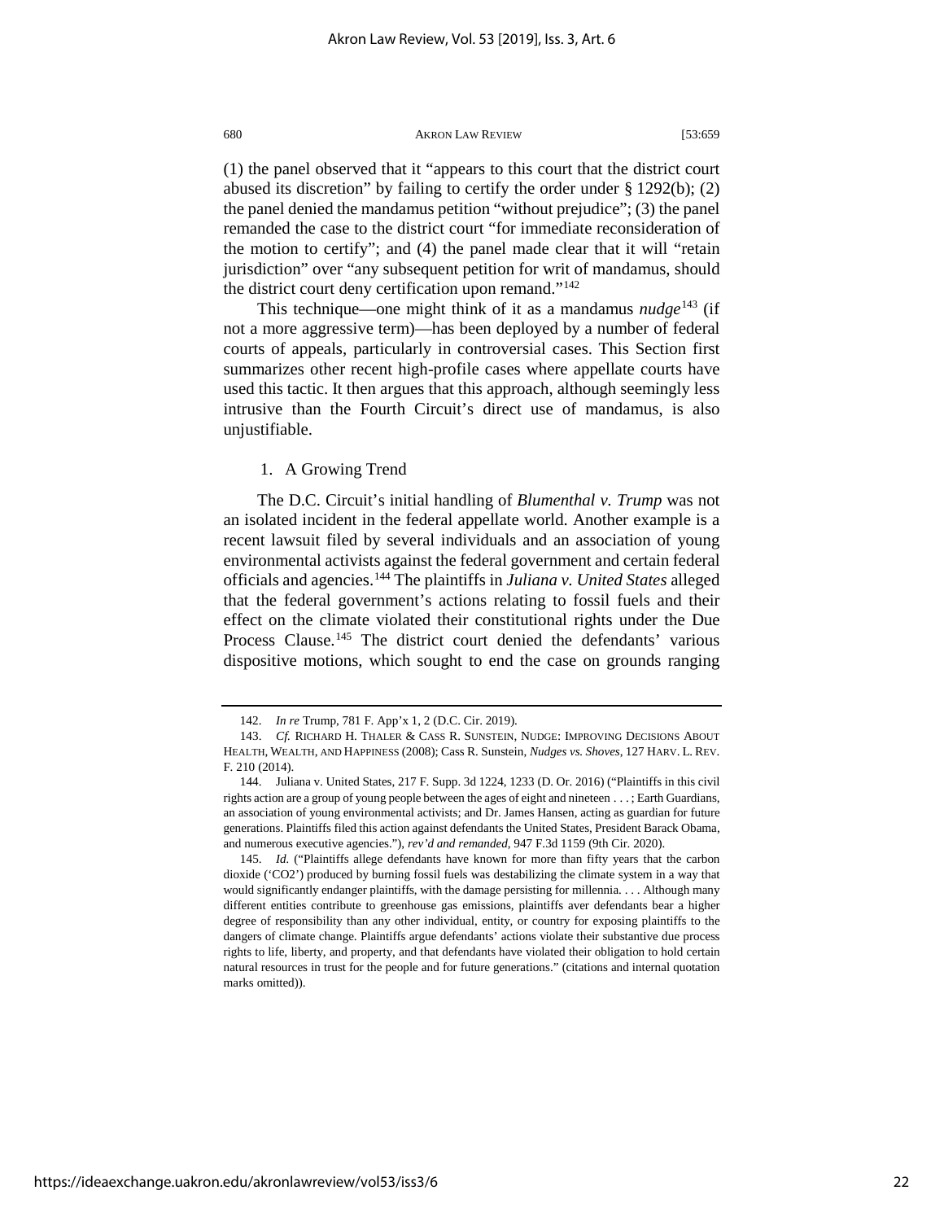(1) the panel observed that it "appears to this court that the district court abused its discretion" by failing to certify the order under § 1292(b); (2) the panel denied the mandamus petition "without prejudice"; (3) the panel remanded the case to the district court "for immediate reconsideration of the motion to certify"; and (4) the panel made clear that it will "retain jurisdiction" over "any subsequent petition for writ of mandamus, should the district court deny certification upon remand."[142]

This technique—one might think of it as a mandamus *nudge*[143] (if not a more aggressive term)—has been deployed by a number of federal courts of appeals, particularly in controversial cases. This Section first summarizes other recent high-profile cases where appellate courts have used this tactic. It then argues that this approach, although seemingly less intrusive than the Fourth Circuit's direct use of mandamus, is also unjustifiable.

### 1. A Growing Trend

The D.C. Circuit's initial handling of *Blumenthal v. Trump* was not an isolated incident in the federal appellate world. Another example is a recent lawsuit filed by several individuals and an association of young environmental activists against the federal government and certain federal officials and agencies.[144] The plaintiffs in *Juliana v. United States* alleged that the federal government's actions relating to fossil fuels and their effect on the climate violated their constitutional rights under the Due Process Clause.[145] The district court denied the defendants' various dispositive motions, which sought to end the case on grounds ranging

---

142. *In re* Trump, 781 F. App'x 1, 2 (D.C. Cir. 2019).

143. *Cf.* RICHARD H. THALER & CASS R. SUNSTEIN, NUDGE: IMPROVING DECISIONS ABOUT HEALTH, WEALTH, AND HAPPINESS (2008); Cass R. Sunstein, *Nudges vs. Shoves*, 127 HARV. L. REV. F. 210 (2014).

144. Juliana v. United States, 217 F. Supp. 3d 1224, 1233 (D. Or. 2016) ("Plaintiffs in this civil rights action are a group of young people between the ages of eight and nineteen . . . ; Earth Guardians, an association of young environmental activists; and Dr. James Hansen, acting as guardian for future generations. Plaintiffs filed this action against defendants the United States, President Barack Obama, and numerous executive agencies."), *rev'd and remanded*, 947 F.3d 1159 (9th Cir. 2020).

145. *Id.* ("Plaintiffs allege defendants have known for more than fifty years that the carbon dioxide ('CO2') produced by burning fossil fuels was destabilizing the climate system in a way that would significantly endanger plaintiffs, with the damage persisting for millennia. . . . Although many different entities contribute to greenhouse gas emissions, plaintiffs aver defendants bear a higher degree of responsibility than any other individual, entity, or country for exposing plaintiffs to the dangers of climate change. Plaintiffs argue defendants' actions violate their substantive due process rights to life, liberty, and property, and that defendants have violated their obligation to hold certain natural resources in trust for the people and for future generations." (citations and internal quotation marks omitted)).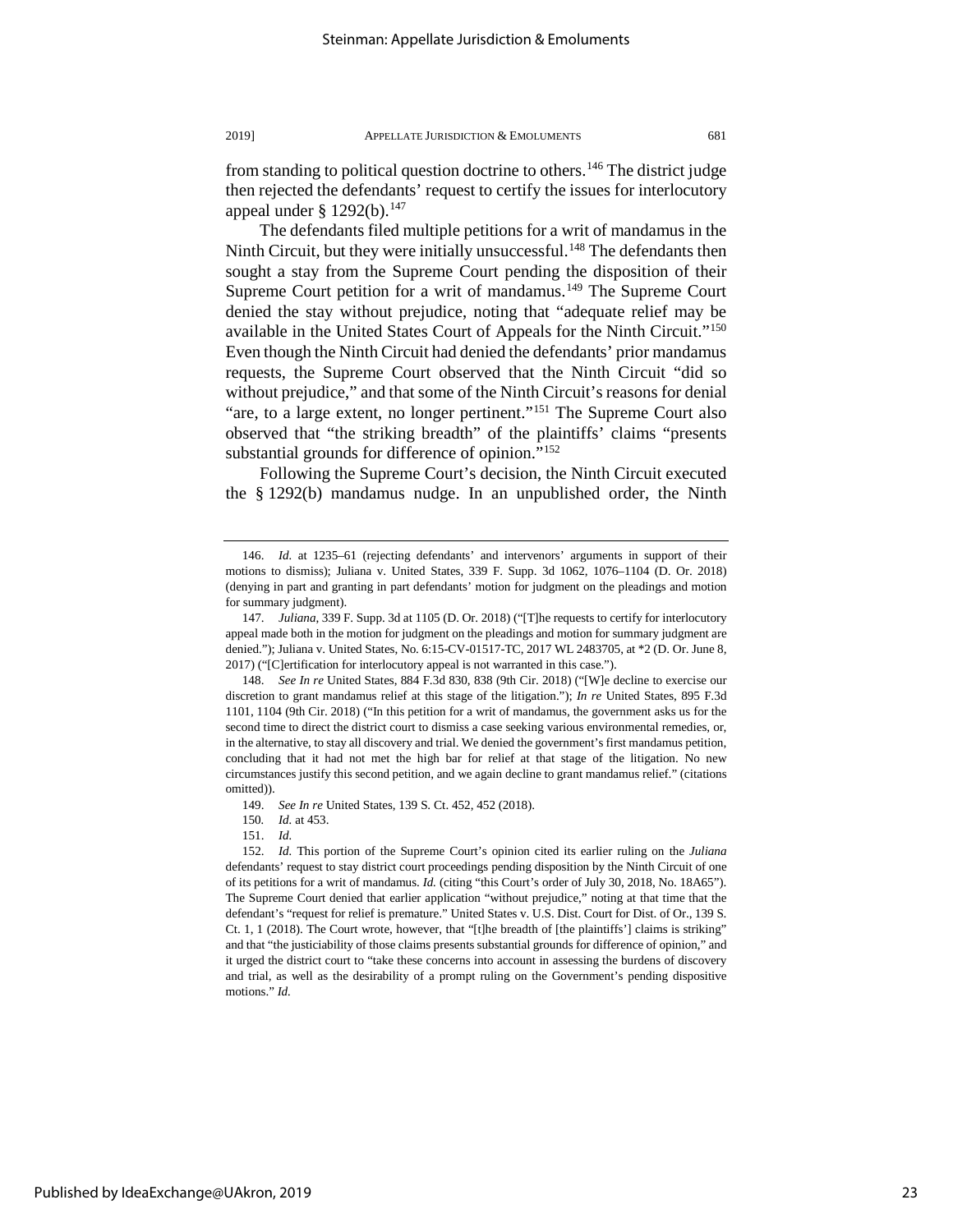from standing to political question doctrine to others.[146] The district judge then rejected the defendants' request to certify the issues for interlocutory appeal under § 1292(b).[147]

The defendants filed multiple petitions for a writ of mandamus in the Ninth Circuit, but they were initially unsuccessful.[148] The defendants then sought a stay from the Supreme Court pending the disposition of their Supreme Court petition for a writ of mandamus.[149] The Supreme Court denied the stay without prejudice, noting that "adequate relief may be available in the United States Court of Appeals for the Ninth Circuit."[150] Even though the Ninth Circuit had denied the defendants' prior mandamus requests, the Supreme Court observed that the Ninth Circuit "did so without prejudice," and that some of the Ninth Circuit's reasons for denial "are, to a large extent, no longer pertinent."[151] The Supreme Court also observed that "the striking breadth" of the plaintiffs' claims "presents substantial grounds for difference of opinion."[152]

Following the Supreme Court's decision, the Ninth Circuit executed the § 1292(b) mandamus nudge. In an unpublished order, the Ninth

---

146. *Id.* at 1235–61 (rejecting defendants' and intervenors' arguments in support of their motions to dismiss); Juliana v. United States, 339 F. Supp. 3d 1062, 1076–1104 (D. Or. 2018) (denying in part and granting in part defendants' motion for judgment on the pleadings and motion for summary judgment).

147. *Juliana*, 339 F. Supp. 3d at 1105 (D. Or. 2018) ("[T]he requests to certify for interlocutory appeal made both in the motion for judgment on the pleadings and motion for summary judgment are denied."); Juliana v. United States, No. 6:15-CV-01517-TC, 2017 WL 2483705, at *2 (D. Or. June 8, 2017) ("[C]ertification for interlocutory appeal is not warranted in this case.").

148. *See In re* United States, 884 F.3d 830, 838 (9th Cir. 2018) ("[W]e decline to exercise our discretion to grant mandamus relief at this stage of the litigation."); *In re* United States, 895 F.3d 1101, 1104 (9th Cir. 2018) ("In this petition for a writ of mandamus, the government asks us for the second time to direct the district court to dismiss a case seeking various environmental remedies, or, in the alternative, to stay all discovery and trial. We denied the government's first mandamus petition, concluding that it had not met the high bar for relief at that stage of the litigation. No new circumstances justify this second petition, and we again decline to grant mandamus relief." (citations omitted)).

149. *See In re* United States, 139 S. Ct. 452, 452 (2018).

150. *Id.* at 453.

151. *Id.*

152. *Id.* This portion of the Supreme Court's opinion cited its earlier ruling on the *Juliana* defendants' request to stay district court proceedings pending disposition by the Ninth Circuit of one of its petitions for a writ of mandamus. *Id.* (citing "this Court's order of July 30, 2018, No. 18A65"). The Supreme Court denied that earlier application "without prejudice," noting at that time that the defendant's "request for relief is premature." United States v. U.S. Dist. Court for Dist. of Or., 139 S. Ct. 1, 1 (2018). The Court wrote, however, that "[t]he breadth of [the plaintiffs'] claims is striking" and that "the justiciability of those claims presents substantial grounds for difference of opinion," and it urged the district court to "take these concerns into account in assessing the burdens of discovery and trial, as well as the desirability of a prompt ruling on the Government's pending dispositive motions." *Id.*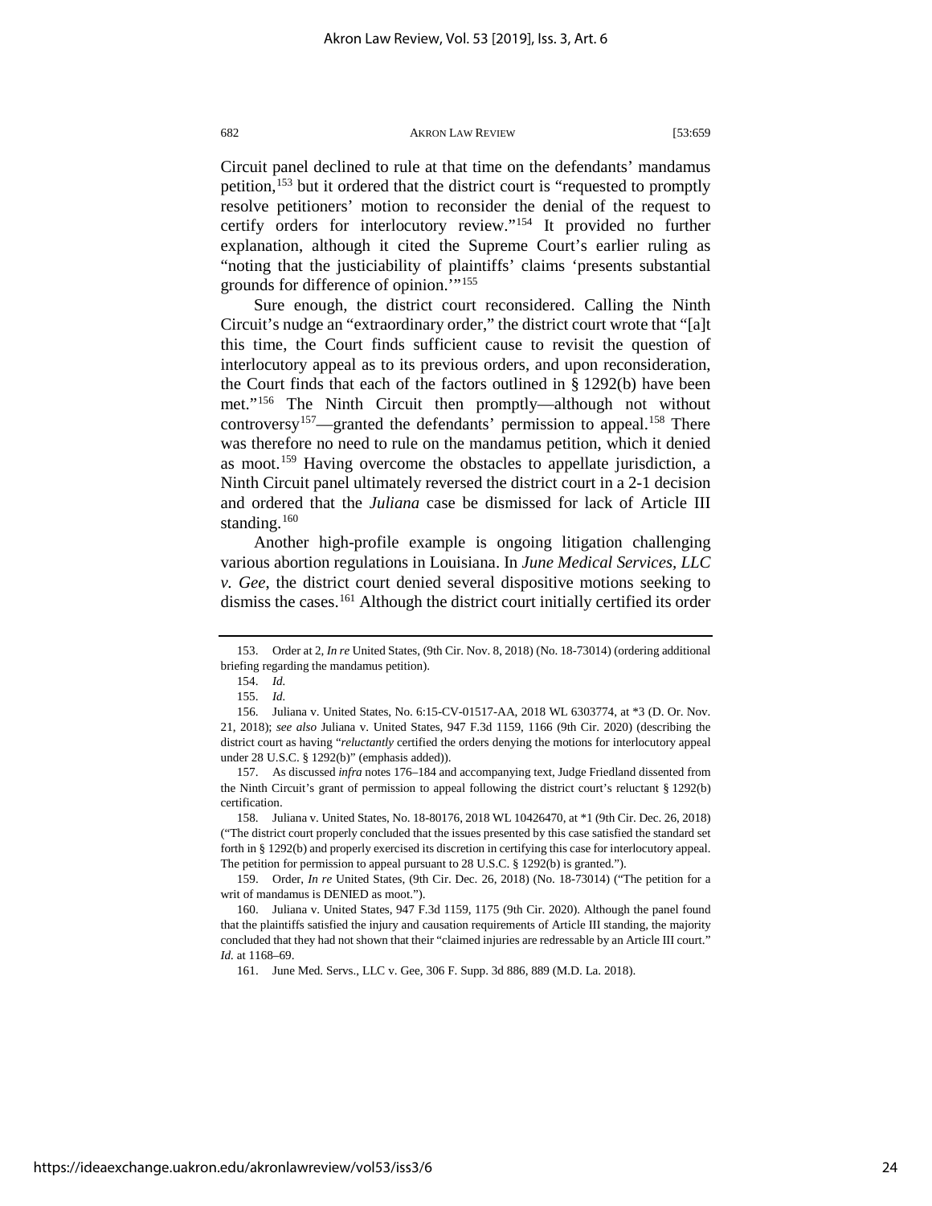Circuit panel declined to rule at that time on the defendants' mandamus petition,[153] but it ordered that the district court is "requested to promptly resolve petitioners' motion to reconsider the denial of the request to certify orders for interlocutory review."[154] It provided no further explanation, although it cited the Supreme Court's earlier ruling as "noting that the justiciability of plaintiffs' claims 'presents substantial grounds for difference of opinion.'"[155]

Sure enough, the district court reconsidered. Calling the Ninth Circuit's nudge an "extraordinary order," the district court wrote that "[a]t this time, the Court finds sufficient cause to revisit the question of interlocutory appeal as to its previous orders, and upon reconsideration, the Court finds that each of the factors outlined in § 1292(b) have been met."[156] The Ninth Circuit then promptly—although not without controversy[157]—granted the defendants' permission to appeal.[158] There was therefore no need to rule on the mandamus petition, which it denied as moot.[159] Having overcome the obstacles to appellate jurisdiction, a Ninth Circuit panel ultimately reversed the district court in a 2-1 decision and ordered that the *Juliana* case be dismissed for lack of Article III standing.[160]

Another high-profile example is ongoing litigation challenging various abortion regulations in Louisiana. In *June Medical Services, LLC v. Gee*, the district court denied several dispositive motions seeking to dismiss the cases.[161] Although the district court initially certified its order

---

153. Order at 2, *In re* United States, (9th Cir. Nov. 8, 2018) (No. 18-73014) (ordering additional briefing regarding the mandamus petition).

154. *Id.*

155. *Id.*

156. Juliana v. United States, No. 6:15-CV-01517-AA, 2018 WL 6303774, at *3 (D. Or. Nov. 21, 2018); *see also* Juliana v. United States, 947 F.3d 1159, 1166 (9th Cir. 2020) (describing the district court as having "*reluctantly* certified the orders denying the motions for interlocutory appeal under 28 U.S.C. § 1292(b)" (emphasis added)).

157. As discussed *infra* notes 176–184 and accompanying text, Judge Friedland dissented from the Ninth Circuit's grant of permission to appeal following the district court's reluctant § 1292(b) certification.

158. Juliana v. United States, No. 18-80176, 2018 WL 10426470, at *1 (9th Cir. Dec. 26, 2018) ("The district court properly concluded that the issues presented by this case satisfied the standard set forth in § 1292(b) and properly exercised its discretion in certifying this case for interlocutory appeal. The petition for permission to appeal pursuant to 28 U.S.C. § 1292(b) is granted.").

159. Order, *In re* United States, (9th Cir. Dec. 26, 2018) (No. 18-73014) ("The petition for a writ of mandamus is DENIED as moot.").

160. Juliana v. United States, 947 F.3d 1159, 1175 (9th Cir. 2020). Although the panel found that the plaintiffs satisfied the injury and causation requirements of Article III standing, the majority concluded that they had not shown that their "claimed injuries are redressable by an Article III court." *Id.* at 1168–69.

161. June Med. Servs., LLC v. Gee, 306 F. Supp. 3d 886, 889 (M.D. La. 2018).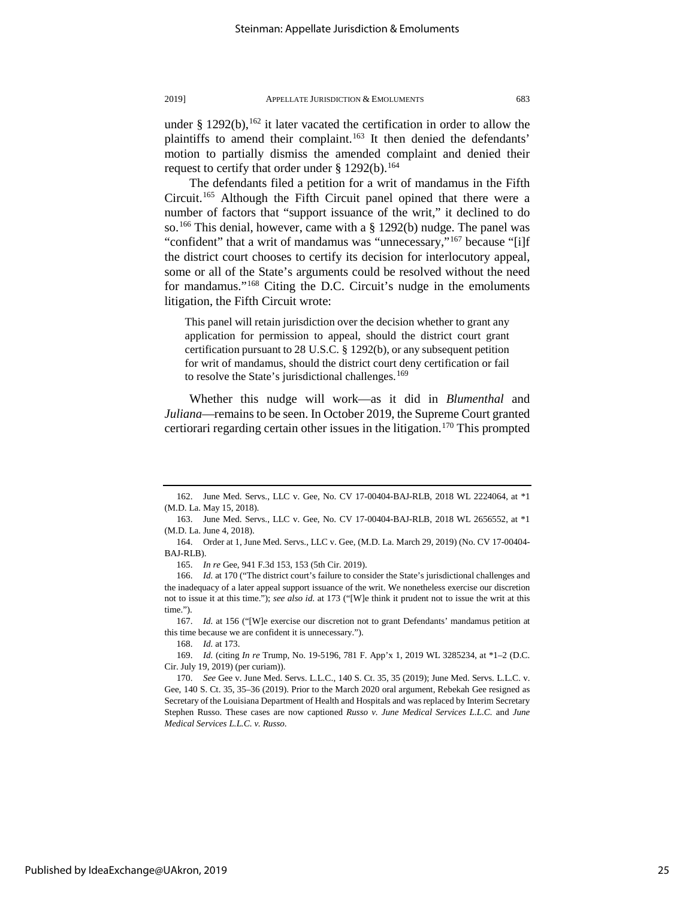under § 1292(b),[162] it later vacated the certification in order to allow the plaintiffs to amend their complaint.[163] It then denied the defendants' motion to partially dismiss the amended complaint and denied their request to certify that order under § 1292(b).[164]

The defendants filed a petition for a writ of mandamus in the Fifth Circuit.[165] Although the Fifth Circuit panel opined that there were a number of factors that "support issuance of the writ," it declined to do so.[166] This denial, however, came with a § 1292(b) nudge. The panel was "confident" that a writ of mandamus was "unnecessary,"[167] because "[i]f the district court chooses to certify its decision for interlocutory appeal, some or all of the State's arguments could be resolved without the need for mandamus."[168] Citing the D.C. Circuit's nudge in the emoluments litigation, the Fifth Circuit wrote:

> This panel will retain jurisdiction over the decision whether to grant any application for permission to appeal, should the district court grant certification pursuant to 28 U.S.C. § 1292(b), or any subsequent petition for writ of mandamus, should the district court deny certification or fail to resolve the State's jurisdictional challenges.[169]

Whether this nudge will work—as it did in *Blumenthal* and *Juliana*—remains to be seen. In October 2019, the Supreme Court granted certiorari regarding certain other issues in the litigation.[170] This prompted

---

162. June Med. Servs., LLC v. Gee, No. CV 17-00404-BAJ-RLB, 2018 WL 2224064, at *1 (M.D. La. May 15, 2018).

163. June Med. Servs., LLC v. Gee, No. CV 17-00404-BAJ-RLB, 2018 WL 2656552, at *1 (M.D. La. June 4, 2018).

164. Order at 1, June Med. Servs., LLC v. Gee, (M.D. La. March 29, 2019) (No. CV 17-00404-BAJ-RLB).

165. *In re* Gee, 941 F.3d 153, 153 (5th Cir. 2019).

166. *Id.* at 170 ("The district court's failure to consider the State's jurisdictional challenges and the inadequacy of a later appeal support issuance of the writ. We nonetheless exercise our discretion not to issue it at this time."); *see also id.* at 173 ("[W]e think it prudent not to issue the writ at this time.").

167. *Id.* at 156 ("[W]e exercise our discretion not to grant Defendants' mandamus petition at this time because we are confident it is unnecessary.").

168. *Id.* at 173.

169. *Id.* (citing *In re* Trump, No. 19-5196, 781 F. App'x 1, 2019 WL 3285234, at *1–2 (D.C. Cir. July 19, 2019) (per curiam)).

170. *See* Gee v. June Med. Servs. L.L.C., 140 S. Ct. 35, 35 (2019); June Med. Servs. L.L.C. v. Gee, 140 S. Ct. 35, 35–36 (2019). Prior to the March 2020 oral argument, Rebekah Gee resigned as Secretary of the Louisiana Department of Health and Hospitals and was replaced by Interim Secretary Stephen Russo. These cases are now captioned *Russo v. June Medical Services L.L.C.* and *June Medical Services L.L.C. v. Russo*.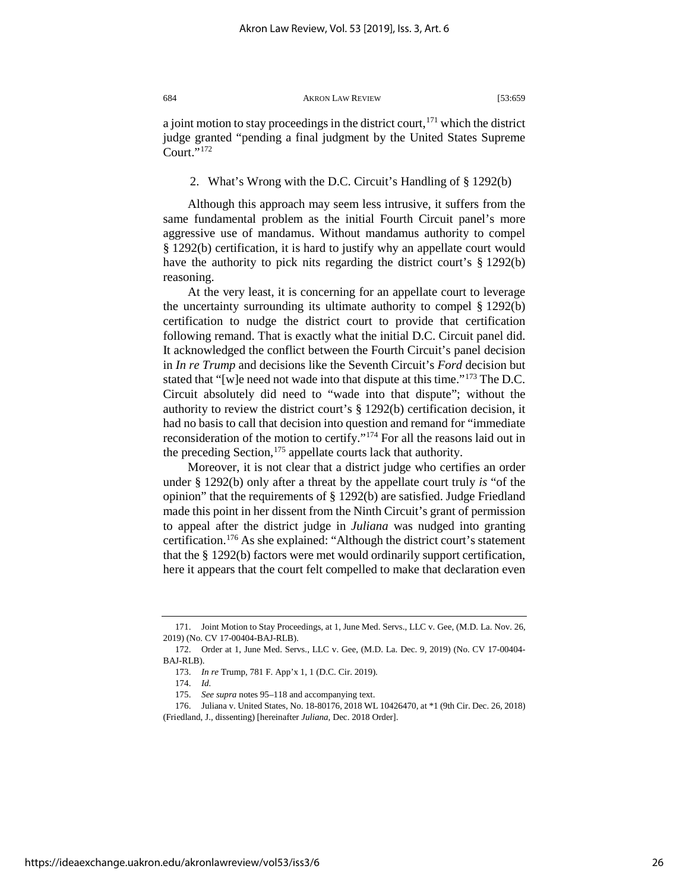a joint motion to stay proceedings in the district court,[171] which the district judge granted "pending a final judgment by the United States Supreme Court."[172]

### 2. What's Wrong with the D.C. Circuit's Handling of § 1292(b)

Although this approach may seem less intrusive, it suffers from the same fundamental problem as the initial Fourth Circuit panel's more aggressive use of mandamus. Without mandamus authority to compel § 1292(b) certification, it is hard to justify why an appellate court would have the authority to pick nits regarding the district court's § 1292(b) reasoning.

At the very least, it is concerning for an appellate court to leverage the uncertainty surrounding its ultimate authority to compel § 1292(b) certification to nudge the district court to provide that certification following remand. That is exactly what the initial D.C. Circuit panel did. It acknowledged the conflict between the Fourth Circuit's panel decision in *In re Trump* and decisions like the Seventh Circuit's *Ford* decision but stated that "[w]e need not wade into that dispute at this time."[173] The D.C. Circuit absolutely did need to "wade into that dispute"; without the authority to review the district court's § 1292(b) certification decision, it had no basis to call that decision into question and remand for "immediate reconsideration of the motion to certify."[174] For all the reasons laid out in the preceding Section,[175] appellate courts lack that authority.

Moreover, it is not clear that a district judge who certifies an order under § 1292(b) only after a threat by the appellate court truly *is* "of the opinion" that the requirements of § 1292(b) are satisfied. Judge Friedland made this point in her dissent from the Ninth Circuit's grant of permission to appeal after the district judge in *Juliana* was nudged into granting certification.[176] As she explained: "Although the district court's statement that the § 1292(b) factors were met would ordinarily support certification, here it appears that the court felt compelled to make that declaration even

---

171. Joint Motion to Stay Proceedings, at 1, June Med. Servs., LLC v. Gee, (M.D. La. Nov. 26, 2019) (No. CV 17-00404-BAJ-RLB).

172. Order at 1, June Med. Servs., LLC v. Gee, (M.D. La. Dec. 9, 2019) (No. CV 17-00404-BAJ-RLB).

173. *In re* Trump, 781 F. App'x 1, 1 (D.C. Cir. 2019).

174. *Id.*

175. *See supra* notes 95–118 and accompanying text.

176. Juliana v. United States, No. 18-80176, 2018 WL 10426470, at *1 (9th Cir. Dec. 26, 2018) (Friedland, J., dissenting) [hereinafter *Juliana*, Dec. 2018 Order].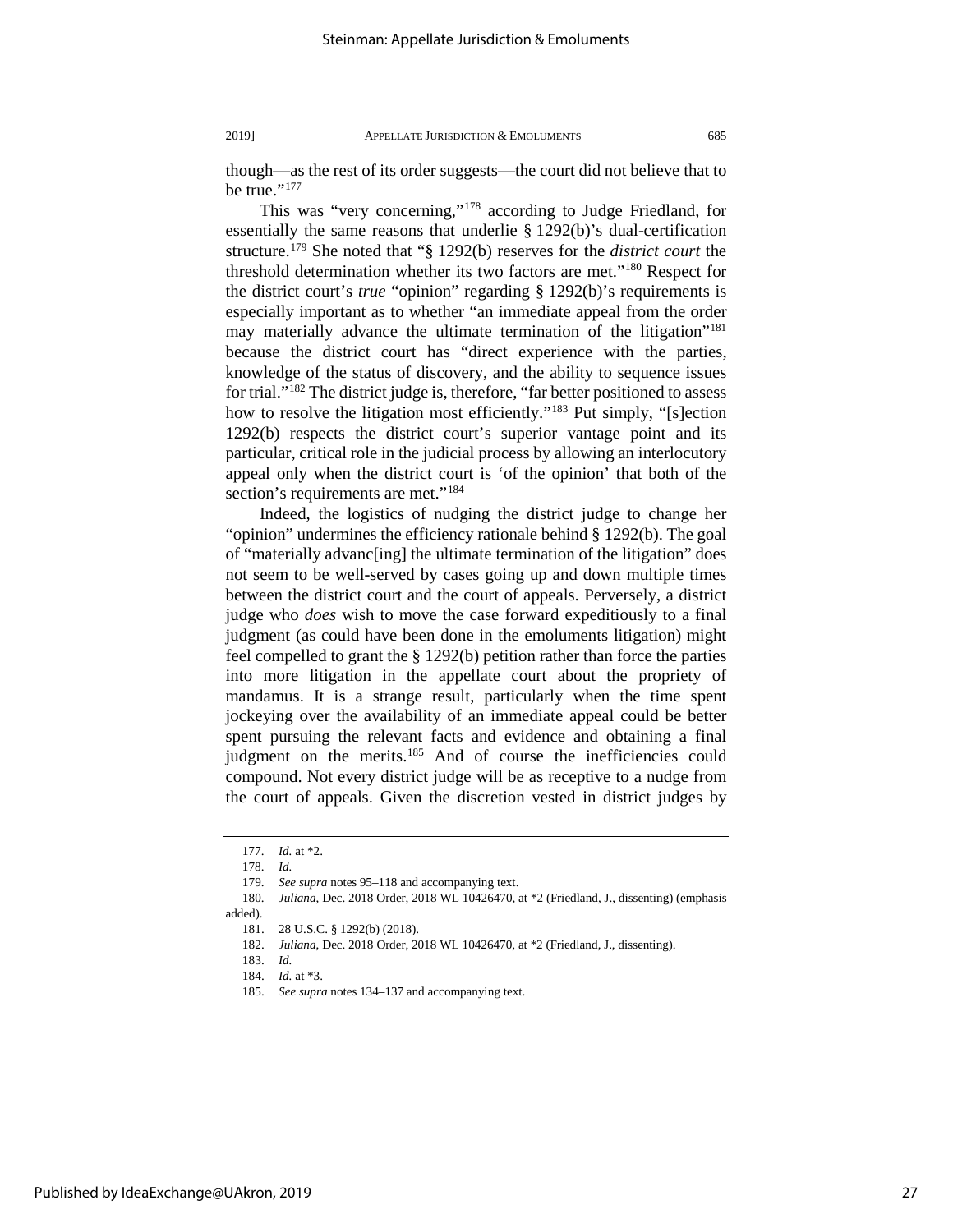though—as the rest of its order suggests—the court did not believe that to be true."[177]

This was "very concerning,"[178] according to Judge Friedland, for essentially the same reasons that underlie § 1292(b)'s dual-certification structure.[179] She noted that "§ 1292(b) reserves for the *district court* the threshold determination whether its two factors are met."[180] Respect for the district court's *true* "opinion" regarding § 1292(b)'s requirements is especially important as to whether "an immediate appeal from the order may materially advance the ultimate termination of the litigation"[181] because the district court has "direct experience with the parties, knowledge of the status of discovery, and the ability to sequence issues for trial."[182] The district judge is, therefore, "far better positioned to assess how to resolve the litigation most efficiently."[183] Put simply, "[s]ection 1292(b) respects the district court's superior vantage point and its particular, critical role in the judicial process by allowing an interlocutory appeal only when the district court is 'of the opinion' that both of the section's requirements are met."[184]

Indeed, the logistics of nudging the district judge to change her "opinion" undermines the efficiency rationale behind § 1292(b). The goal of "materially advanc[ing] the ultimate termination of the litigation" does not seem to be well-served by cases going up and down multiple times between the district court and the court of appeals. Perversely, a district judge who *does* wish to move the case forward expeditiously to a final judgment (as could have been done in the emoluments litigation) might feel compelled to grant the § 1292(b) petition rather than force the parties into more litigation in the appellate court about the propriety of mandamus. It is a strange result, particularly when the time spent jockeying over the availability of an immediate appeal could be better spent pursuing the relevant facts and evidence and obtaining a final judgment on the merits.[185] And of course the inefficiencies could compound. Not every district judge will be as receptive to a nudge from the court of appeals. Given the discretion vested in district judges by

---

177. *Id.* at *2.

178. *Id.*

179. *See supra* notes 95–118 and accompanying text.

180. *Juliana*, Dec. 2018 Order, 2018 WL 10426470, at *2 (Friedland, J., dissenting) (emphasis added).

181. 28 U.S.C. § 1292(b) (2018).

182. *Juliana*, Dec. 2018 Order, 2018 WL 10426470, at *2 (Friedland, J., dissenting).

183. *Id.*

184. *Id.* at *3.

185. *See supra* notes 134–137 and accompanying text.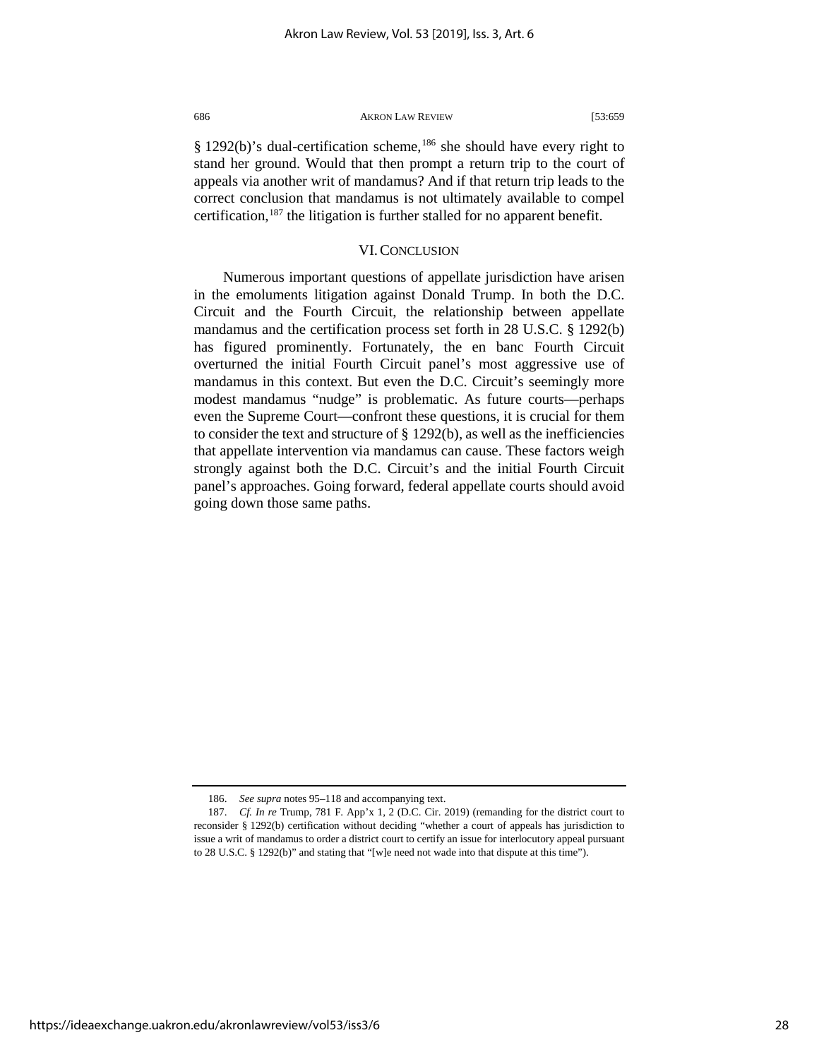§ 1292(b)'s dual-certification scheme,[186] she should have every right to stand her ground. Would that then prompt a return trip to the court of appeals via another writ of mandamus? And if that return trip leads to the correct conclusion that mandamus is not ultimately available to compel certification,[187] the litigation is further stalled for no apparent benefit.

## VI. CONCLUSION

Numerous important questions of appellate jurisdiction have arisen in the emoluments litigation against Donald Trump. In both the D.C. Circuit and the Fourth Circuit, the relationship between appellate mandamus and the certification process set forth in 28 U.S.C. § 1292(b) has figured prominently. Fortunately, the en banc Fourth Circuit overturned the initial Fourth Circuit panel's most aggressive use of mandamus in this context. But even the D.C. Circuit's seemingly more modest mandamus "nudge" is problematic. As future courts—perhaps even the Supreme Court—confront these questions, it is crucial for them to consider the text and structure of § 1292(b), as well as the inefficiencies that appellate intervention via mandamus can cause. These factors weigh strongly against both the D.C. Circuit's and the initial Fourth Circuit panel's approaches. Going forward, federal appellate courts should avoid going down those same paths.

---

186. *See supra* notes 95–118 and accompanying text.

187. *Cf. In re* Trump, 781 F. App'x 1, 2 (D.C. Cir. 2019) (remanding for the district court to reconsider § 1292(b) certification without deciding "whether a court of appeals has jurisdiction to issue a writ of mandamus to order a district court to certify an issue for interlocutory appeal pursuant to 28 U.S.C. § 1292(b)" and stating that "[w]e need not wade into that dispute at this time").